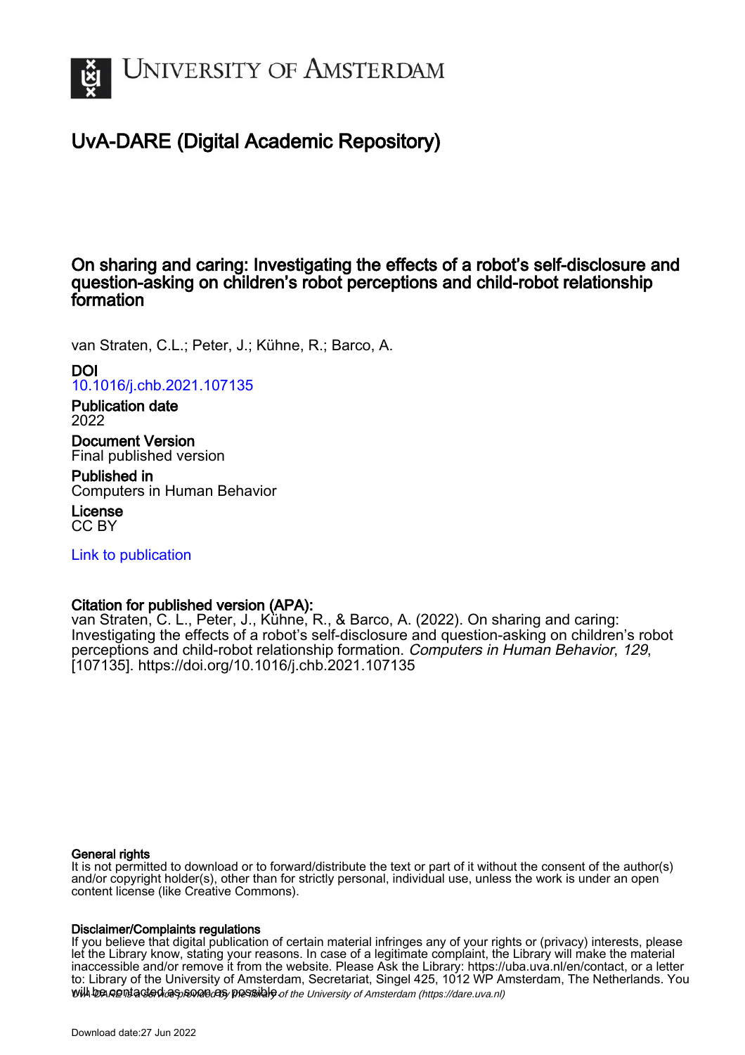# University of Amsterdam

## UvA-DARE (Digital Academic Repository)

### On sharing and caring: Investigating the effects of a robot's self-disclosure and question-asking on children's robot perceptions and child-robot relationship formation

van Straten, C.L.; Peter, J.; Kühne, R.; Barco, A.

**DOI**
10.1016/j.chb.2021.107135

**Publication date**
2022

**Document Version**
Final published version

**Published in**
Computers in Human Behavior

**License**
CC BY

Link to publication

**Citation for published version (APA):**
van Straten, C. L., Peter, J., Kühne, R., & Barco, A. (2022). On sharing and caring: Investigating the effects of a robot's self-disclosure and question-asking on children's robot perceptions and child-robot relationship formation. *Computers in Human Behavior*, *129*, [107135]. https://doi.org/10.1016/j.chb.2021.107135

**General rights**
It is not permitted to download or to forward/distribute the text or part of it without the consent of the author(s) and/or copyright holder(s), other than for strictly personal, individual use, unless the work is under an open content license (like Creative Commons).

**Disclaimer/Complaints regulations**
If you believe that digital publication of certain material infringes any of your rights or (privacy) interests, please let the Library know, stating your reasons. In case of a legitimate complaint, the Library will make the material inaccessible and/or remove it from the website. Please Ask the Library: https://uba.uva.nl/en/contact, or a letter to: Library of the University of Amsterdam, Secretariat, Singel 425, 1012 WP Amsterdam, The Netherlands. You will be contacted as soon as possible.

*UvA-DARE is a service provided by the library of the University of Amsterdam (https://dare.uva.nl)*

Download date:27 Jun 2022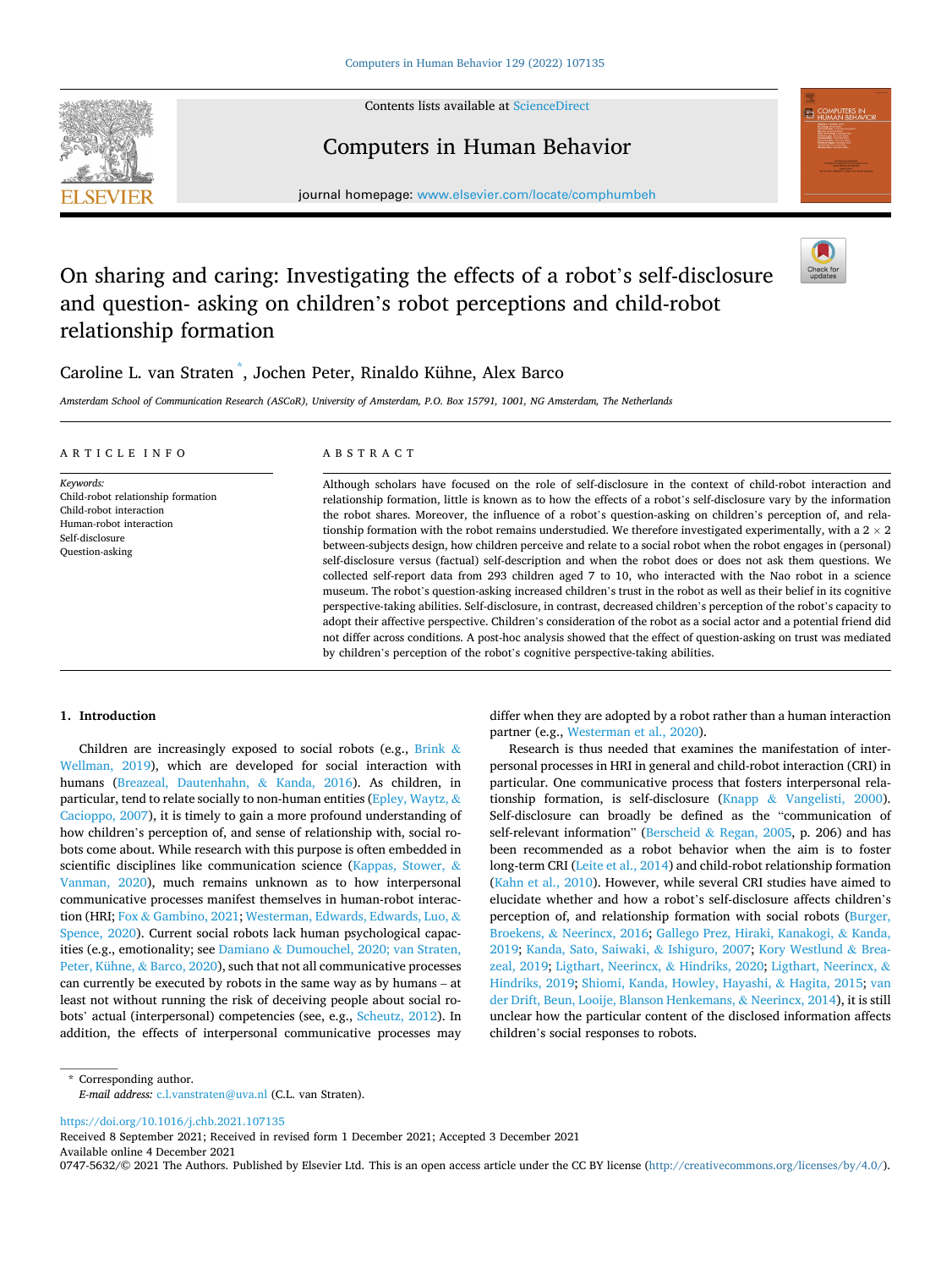Contents lists available at ScienceDirect

# Computers in Human Behavior

journal homepage: www.elsevier.com/locate/comphumbeh

# On sharing and caring: Investigating the effects of a robot's self-disclosure and question- asking on children's robot perceptions and child-robot relationship formation

Caroline L. van Straten [*], Jochen Peter, Rinaldo Kühne, Alex Barco

*Amsterdam School of Communication Research (ASCoR), University of Amsterdam, P.O. Box 15791, 1001, NG Amsterdam, The Netherlands*

## ARTICLE INFO

*Keywords:*
Child-robot relationship formation
Child-robot interaction
Human-robot interaction
Self-disclosure
Question-asking

## ABSTRACT

Although scholars have focused on the role of self-disclosure in the context of child-robot interaction and relationship formation, little is known as to how the effects of a robot's self-disclosure vary by the information the robot shares. Moreover, the influence of a robot's question-asking on children's perception of, and relationship formation with the robot remains understudied. We therefore investigated experimentally, with a 2 × 2 between-subjects design, how children perceive and relate to a social robot when the robot engages in (personal) self-disclosure versus (factual) self-description and when the robot does or does not ask them questions. We collected self-report data from 293 children aged 7 to 10, who interacted with the Nao robot in a science museum. The robot's question-asking increased children's trust in the robot as well as their belief in its cognitive perspective-taking abilities. Self-disclosure, in contrast, decreased children's perception of the robot's capacity to adopt their affective perspective. Children's consideration of the robot as a social actor and a potential friend did not differ across conditions. A post-hoc analysis showed that the effect of question-asking on trust was mediated by children's perception of the robot's cognitive perspective-taking abilities.

## 1. Introduction

Children are increasingly exposed to social robots (e.g., Brink & Wellman, 2019), which are developed for social interaction with humans (Breazeal, Dautenhahn, & Kanda, 2016). As children, in particular, tend to relate socially to non-human entities (Epley, Waytz, & Cacioppo, 2007), it is timely to gain a more profound understanding of how children's perception of, and sense of relationship with, social robots come about. While research with this purpose is often embedded in scientific disciplines like communication science (Kappas, Stower, & Vanman, 2020), much remains unknown as to how interpersonal communicative processes manifest themselves in human-robot interaction (HRI; Fox & Gambino, 2021; Westerman, Edwards, Edwards, Luo, & Spence, 2020). Current social robots lack human psychological capacities (e.g., emotionality; see Damiano & Dumouchel, 2020; van Straten, Peter, Kühne, & Barco, 2020), such that not all communicative processes can currently be executed by robots in the same way as by humans – at least not without running the risk of deceiving people about social robots' actual (interpersonal) competencies (see, e.g., Scheutz, 2012). In addition, the effects of interpersonal communicative processes may differ when they are adopted by a robot rather than a human interaction partner (e.g., Westerman et al., 2020).

Research is thus needed that examines the manifestation of interpersonal processes in HRI in general and child-robot interaction (CRI) in particular. One communicative process that fosters interpersonal relationship formation, is self-disclosure (Knapp & Vangelisti, 2000). Self-disclosure can broadly be defined as the "communication of self-relevant information" (Berscheid & Regan, 2005, p. 206) and has been recommended as a robot behavior when the aim is to foster long-term CRI (Leite et al., 2014) and child-robot relationship formation (Kahn et al., 2010). However, while several CRI studies have aimed to elucidate whether and how a robot's self-disclosure affects children's perception of, and relationship formation with social robots (Burger, Broekens, & Neerincx, 2016; Gallego Prez, Hiraki, Kanakogi, & Kanda, 2019; Kanda, Sato, Saiwaki, & Ishiguro, 2007; Kory Westlund & Breazeal, 2019; Ligthart, Neerincx, & Hindriks, 2020; Ligthart, Neerincx, & Hindriks, 2019; Shiomi, Kanda, Howley, Hayashi, & Hagita, 2015; van der Drift, Beun, Looije, Blanson Henkemans, & Neerincx, 2014), it is still unclear how the particular content of the disclosed information affects children's social responses to robots.

* Corresponding author.
*E-mail address:* c.l.vanstraten@uva.nl (C.L. van Straten).

https://doi.org/10.1016/j.chb.2021.107135
Received 8 September 2021; Received in revised form 1 December 2021; Accepted 3 December 2021
Available online 4 December 2021
0747-5632/© 2021 The Authors. Published by Elsevier Ltd. This is an open access article under the CC BY license (http://creativecommons.org/licenses/by/4.0/).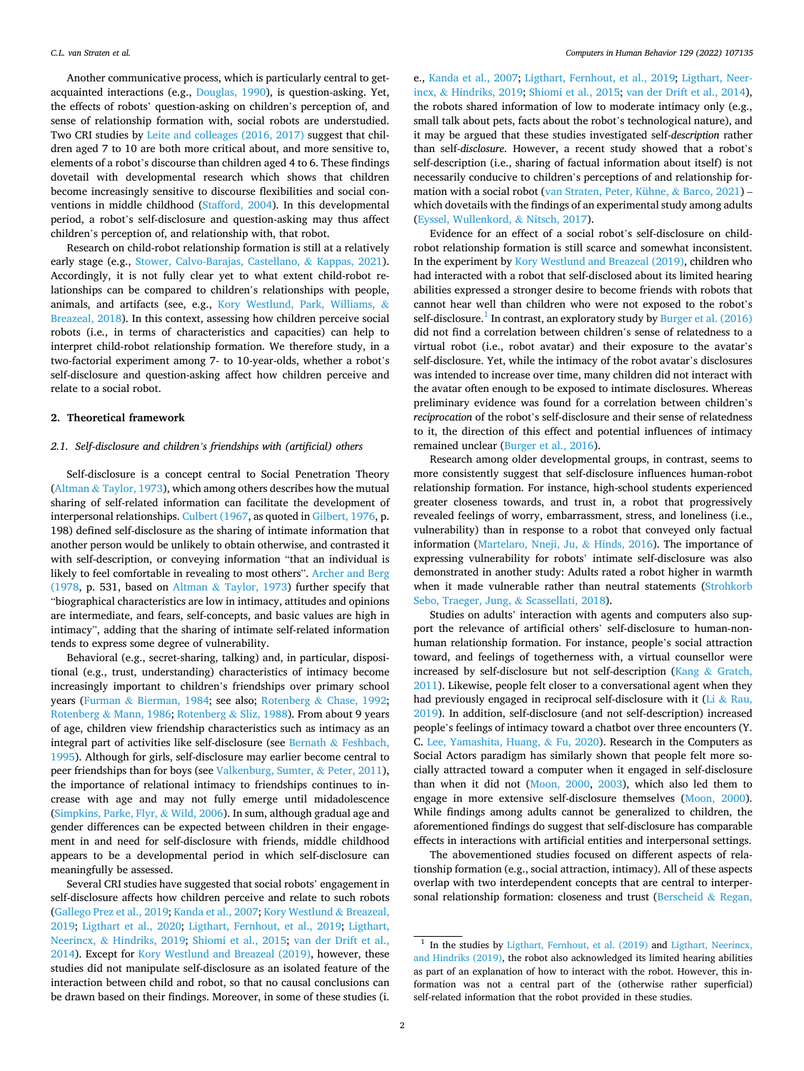Another communicative process, which is particularly central to get-acquainted interactions (e.g., Douglas, 1990), is question-asking. Yet, the effects of robots' question-asking on children's perception of, and sense of relationship formation with, social robots are understudied. Two CRI studies by Leite and colleagues (2016, 2017) suggest that children aged 7 to 10 are both more critical about, and more sensitive to, elements of a robot's discourse than children aged 4 to 6. These findings dovetail with developmental research which shows that children become increasingly sensitive to discourse flexibilities and social conventions in middle childhood (Stafford, 2004). In this developmental period, a robot's self-disclosure and question-asking may thus affect children's perception of, and relationship with, that robot.

Research on child-robot relationship formation is still at a relatively early stage (e.g., Stower, Calvo-Barajas, Castellano, & Kappas, 2021). Accordingly, it is not fully clear yet to what extent child-robot relationships can be compared to children's relationships with people, animals, and artifacts (see, e.g., Kory Westlund, Park, Williams, & Breazeal, 2018). In this context, assessing how children perceive social robots (i.e., in terms of characteristics and capacities) can help to interpret child-robot relationship formation. We therefore study, in a two-factorial experiment among 7- to 10-year-olds, whether a robot's self-disclosure and question-asking affect how children perceive and relate to a social robot.

## 2. Theoretical framework

### 2.1. Self-disclosure and children's friendships with (artificial) others

Self-disclosure is a concept central to Social Penetration Theory (Altman & Taylor, 1973), which among others describes how the mutual sharing of self-related information can facilitate the development of interpersonal relationships. Culbert (1967, as quoted in Gilbert, 1976, p. 198) defined self-disclosure as the sharing of intimate information that another person would be unlikely to obtain otherwise, and contrasted it with self-description, or conveying information "that an individual is likely to feel comfortable in revealing to most others". Archer and Berg (1978, p. 531, based on Altman & Taylor, 1973) further specify that "biographical characteristics are low in intimacy, attitudes and opinions are intermediate, and fears, self-concepts, and basic values are high in intimacy", adding that the sharing of intimate self-related information tends to express some degree of vulnerability.

Behavioral (e.g., secret-sharing, talking) and, in particular, dispositional (e.g., trust, understanding) characteristics of intimacy become increasingly important to children's friendships over primary school years (Furman & Bierman, 1984; see also; Rotenberg & Chase, 1992; Rotenberg & Mann, 1986; Rotenberg & Sliz, 1988). From about 9 years of age, children view friendship characteristics such as intimacy as an integral part of activities like self-disclosure (see Bernath & Feshbach, 1995). Although for girls, self-disclosure may earlier become central to peer friendships than for boys (see Valkenburg, Sumter, & Peter, 2011), the importance of relational intimacy to friendships continues to increase with age and may not fully emerge until midadolescence (Simpkins, Parke, Flyr, & Wild, 2006). In sum, although gradual age and gender differences can be expected between children in their engagement in and need for self-disclosure with friends, middle childhood appears to be a developmental period in which self-disclosure can meaningfully be assessed.

Several CRI studies have suggested that social robots' engagement in self-disclosure affects how children perceive and relate to such robots (Gallego Prez et al., 2019; Kanda et al., 2007; Kory Westlund & Breazeal, 2019; Ligthart et al., 2020; Ligthart, Fernhout, et al., 2019; Ligthart, Neerincx, & Hindriks, 2019; Shiomi et al., 2015; van der Drift et al., 2014). Except for Kory Westlund and Breazeal (2019), however, these studies did not manipulate self-disclosure as an isolated feature of the interaction between child and robot, so that no causal conclusions can be drawn based on their findings. Moreover, in some of these studies (i.e., Kanda et al., 2007; Ligthart, Fernhout, et al., 2019; Ligthart, Neerincx, & Hindriks, 2019; Shiomi et al., 2015; van der Drift et al., 2014), the robots shared information of low to moderate intimacy only (e.g., small talk about pets, facts about the robot's technological nature), and it may be argued that these studies investigated self-*description* rather than self-*disclosure*. However, a recent study showed that a robot's self-description (i.e., sharing of factual information about itself) is not necessarily conducive to children's perceptions of and relationship formation with a social robot (van Straten, Peter, Kühne, & Barco, 2021) – which dovetails with the findings of an experimental study among adults (Eyssel, Wullenkord, & Nitsch, 2017).

Evidence for an effect of a social robot's self-disclosure on child-robot relationship formation is still scarce and somewhat inconsistent. In the experiment by Kory Westlund and Breazeal (2019), children who had interacted with a robot that self-disclosed about its limited hearing abilities expressed a stronger desire to become friends with robots that cannot hear well than children who were not exposed to the robot's self-disclosure.[1] In contrast, an exploratory study by Burger et al. (2016) did not find a correlation between children's sense of relatedness to a virtual robot (i.e., robot avatar) and their exposure to the avatar's self-disclosure. Yet, while the intimacy of the robot avatar's disclosures was intended to increase over time, many children did not interact with the avatar often enough to be exposed to intimate disclosures. Whereas preliminary evidence was found for a correlation between children's *reciprocation* of the robot's self-disclosure and their sense of relatedness to it, the direction of this effect and potential influences of intimacy remained unclear (Burger et al., 2016).

Research among older developmental groups, in contrast, seems to more consistently suggest that self-disclosure influences human-robot relationship formation. For instance, high-school students experienced greater closeness towards, and trust in, a robot that progressively revealed feelings of worry, embarrassment, stress, and loneliness (i.e., vulnerability) than in response to a robot that conveyed only factual information (Martelaro, Nneji, Ju, & Hinds, 2016). The importance of expressing vulnerability for robots' intimate self-disclosure was also demonstrated in another study: Adults rated a robot higher in warmth when it made vulnerable rather than neutral statements (Strohkorb Sebo, Traeger, Jung, & Scassellati, 2018).

Studies on adults' interaction with agents and computers also support the relevance of artificial others' self-disclosure to human-non-human relationship formation. For instance, people's social attraction toward, and feelings of togetherness with, a virtual counsellor were increased by self-disclosure but not self-description (Kang & Gratch, 2011). Likewise, people felt closer to a conversational agent when they had previously engaged in reciprocal self-disclosure with it (Li & Rau, 2019). In addition, self-disclosure (and not self-description) increased people's feelings of intimacy toward a chatbot over three encounters (Y. C. Lee, Yamashita, Huang, & Fu, 2020). Research in the Computers as Social Actors paradigm has similarly shown that people felt more socially attracted toward a computer when it engaged in self-disclosure than when it did not (Moon, 2000, 2003), which also led them to engage in more extensive self-disclosure themselves (Moon, 2000). While findings among adults cannot be generalized to children, the aforementioned findings do suggest that self-disclosure has comparable effects in interactions with artificial entities and interpersonal settings.

The abovementioned studies focused on different aspects of relationship formation (e.g., social attraction, intimacy). All of these aspects overlap with two interdependent concepts that are central to interpersonal relationship formation: closeness and trust (Berscheid & Regan,

[1] In the studies by Ligthart, Fernhout, et al. (2019) and Ligthart, Neerincx, and Hindriks (2019), the robot also acknowledged its limited hearing abilities as part of an explanation of how to interact with the robot. However, this information was not a central part of the (otherwise rather superficial) self-related information that the robot provided in these studies.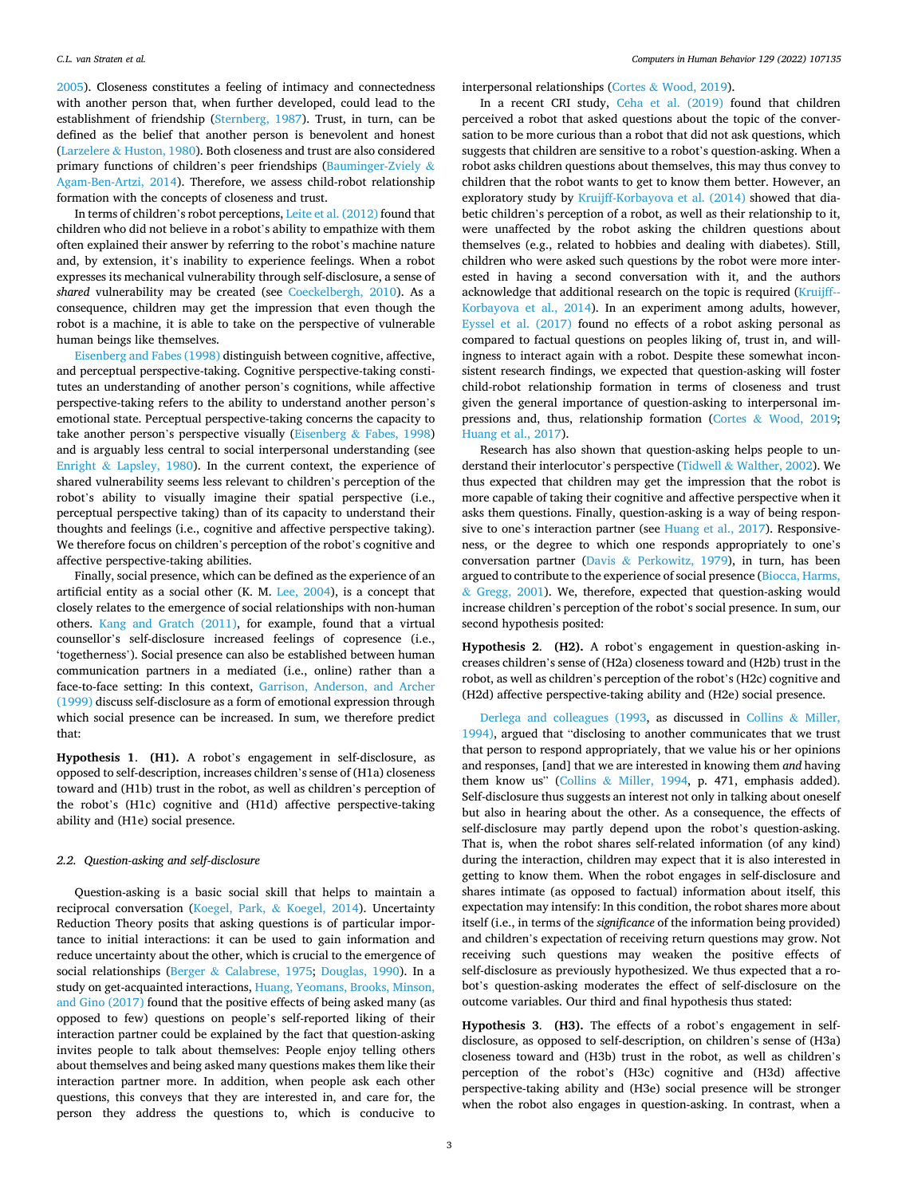2005). Closeness constitutes a feeling of intimacy and connectedness with another person that, when further developed, could lead to the establishment of friendship (Sternberg, 1987). Trust, in turn, can be defined as the belief that another person is benevolent and honest (Larzelere & Huston, 1980). Both closeness and trust are also considered primary functions of children's peer friendships (Bauminger-Zviely & Agam-Ben-Artzi, 2014). Therefore, we assess child-robot relationship formation with the concepts of closeness and trust.

In terms of children's robot perceptions, Leite et al. (2012) found that children who did not believe in a robot's ability to empathize with them often explained their answer by referring to the robot's machine nature and, by extension, it's inability to experience feelings. When a robot expresses its mechanical vulnerability through self-disclosure, a sense of *shared* vulnerability may be created (see Coeckelbergh, 2010). As a consequence, children may get the impression that even though the robot is a machine, it is able to take on the perspective of vulnerable human beings like themselves.

Eisenberg and Fabes (1998) distinguish between cognitive, affective, and perceptual perspective-taking. Cognitive perspective-taking constitutes an understanding of another person's cognitions, while affective perspective-taking refers to the ability to understand another person's emotional state. Perceptual perspective-taking concerns the capacity to take another person's perspective visually (Eisenberg & Fabes, 1998) and is arguably less central to social interpersonal understanding (see Enright & Lapsley, 1980). In the current context, the experience of shared vulnerability seems less relevant to children's perception of the robot's ability to visually imagine their spatial perspective (i.e., perceptual perspective taking) than of its capacity to understand their thoughts and feelings (i.e., cognitive and affective perspective taking). We therefore focus on children's perception of the robot's cognitive and affective perspective-taking abilities.

Finally, social presence, which can be defined as the experience of an artificial entity as a social other (K. M. Lee, 2004), is a concept that closely relates to the emergence of social relationships with non-human others. Kang and Gratch (2011), for example, found that a virtual counsellor's self-disclosure increased feelings of copresence (i.e., 'togetherness'). Social presence can also be established between human communication partners in a mediated (i.e., online) rather than a face-to-face setting: In this context, Garrison, Anderson, and Archer (1999) discuss self-disclosure as a form of emotional expression through which social presence can be increased. In sum, we therefore predict that:

**Hypothesis 1**. **(H1).** A robot's engagement in self-disclosure, as opposed to self-description, increases children's sense of (H1a) closeness toward and (H1b) trust in the robot, as well as children's perception of the robot's (H1c) cognitive and (H1d) affective perspective-taking ability and (H1e) social presence.

### 2.2. Question-asking and self-disclosure

Question-asking is a basic social skill that helps to maintain a reciprocal conversation (Koegel, Park, & Koegel, 2014). Uncertainty Reduction Theory posits that asking questions is of particular importance to initial interactions: it can be used to gain information and reduce uncertainty about the other, which is crucial to the emergence of social relationships (Berger & Calabrese, 1975; Douglas, 1990). In a study on get-acquainted interactions, Huang, Yeomans, Brooks, Minson, and Gino (2017) found that the positive effects of being asked many (as opposed to few) questions on people's self-reported liking of their interaction partner could be explained by the fact that question-asking invites people to talk about themselves: People enjoy telling others about themselves and being asked many questions makes them like their interaction partner more. In addition, when people ask each other questions, this conveys that they are interested in, and care for, the person they address the questions to, which is conducive to interpersonal relationships (Cortes & Wood, 2019).

In a recent CRI study, Ceha et al. (2019) found that children perceived a robot that asked questions about the topic of the conversation to be more curious than a robot that did not ask questions, which suggests that children are sensitive to a robot's question-asking. When a robot asks children questions about themselves, this may thus convey to children that the robot wants to get to know them better. However, an exploratory study by Kruijff-Korbayova et al. (2014) showed that diabetic children's perception of a robot, as well as their relationship to it, were unaffected by the robot asking the children questions about themselves (e.g., related to hobbies and dealing with diabetes). Still, children who were asked such questions by the robot were more interested in having a second conversation with it, and the authors acknowledge that additional research on the topic is required (Kruijff-Korbayova et al., 2014). In an experiment among adults, however, Eyssel et al. (2017) found no effects of a robot asking personal as compared to factual questions on peoples liking of, trust in, and willingness to interact again with a robot. Despite these somewhat inconsistent research findings, we expected that question-asking will foster child-robot relationship formation in terms of closeness and trust given the general importance of question-asking to interpersonal impressions and, thus, relationship formation (Cortes & Wood, 2019; Huang et al., 2017).

Research has also shown that question-asking helps people to understand their interlocutor's perspective (Tidwell & Walther, 2002). We thus expected that children may get the impression that the robot is more capable of taking their cognitive and affective perspective when it asks them questions. Finally, question-asking is a way of being responsive to one's interaction partner (see Huang et al., 2017). Responsiveness, or the degree to which one responds appropriately to one's conversation partner (Davis & Perkowitz, 1979), in turn, has been argued to contribute to the experience of social presence (Biocca, Harms, & Gregg, 2001). We, therefore, expected that question-asking would increase children's perception of the robot's social presence. In sum, our second hypothesis posited:

**Hypothesis 2**. **(H2).** A robot's engagement in question-asking increases children's sense of (H2a) closeness toward and (H2b) trust in the robot, as well as children's perception of the robot's (H2c) cognitive and (H2d) affective perspective-taking ability and (H2e) social presence.

Derlega and colleagues (1993, as discussed in Collins & Miller, 1994), argued that "disclosing to another communicates that we trust that person to respond appropriately, that we value his or her opinions and responses, [and] that we are interested in knowing them *and* having them know us" (Collins & Miller, 1994, p. 471, emphasis added). Self-disclosure thus suggests an interest not only in talking about oneself but also in hearing about the other. As a consequence, the effects of self-disclosure may partly depend upon the robot's question-asking. That is, when the robot shares self-related information (of any kind) during the interaction, children may expect that it is also interested in getting to know them. When the robot engages in self-disclosure and shares intimate (as opposed to factual) information about itself, this expectation may intensify: In this condition, the robot shares more about itself (i.e., in terms of the *significance* of the information being provided) and children's expectation of receiving return questions may grow. Not receiving such questions may weaken the positive effects of self-disclosure as previously hypothesized. We thus expected that a robot's question-asking moderates the effect of self-disclosure on the outcome variables. Our third and final hypothesis thus stated:

**Hypothesis 3**. **(H3).** The effects of a robot's engagement in self-disclosure, as opposed to self-description, on children's sense of (H3a) closeness toward and (H3b) trust in the robot, as well as children's perception of the robot's (H3c) cognitive and (H3d) affective perspective-taking ability and (H3e) social presence will be stronger when the robot also engages in question-asking. In contrast, when a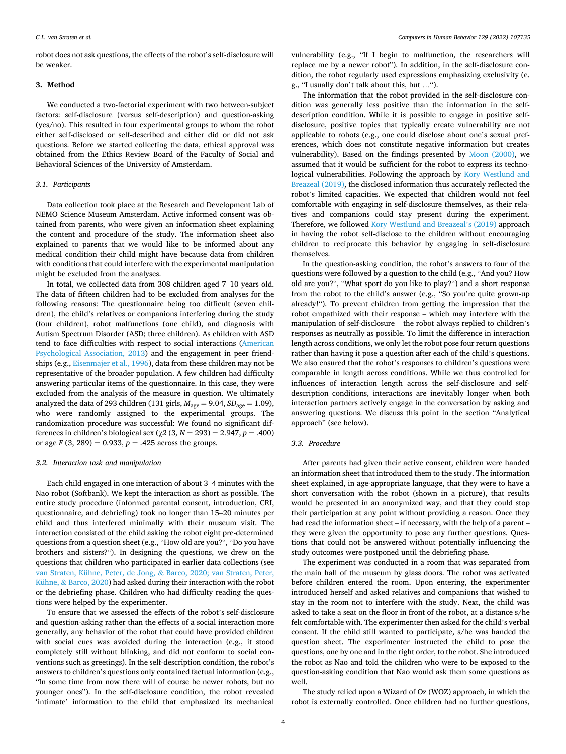robot does not ask questions, the effects of the robot's self-disclosure will be weaker.

## 3. Method

We conducted a two-factorial experiment with two between-subject factors: self-disclosure (versus self-description) and question-asking (yes/no). This resulted in four experimental groups to whom the robot either self-disclosed or self-described and either did or did not ask questions. Before we started collecting the data, ethical approval was obtained from the Ethics Review Board of the Faculty of Social and Behavioral Sciences of the University of Amsterdam.

### 3.1. Participants

Data collection took place at the Research and Development Lab of NEMO Science Museum Amsterdam. Active informed consent was obtained from parents, who were given an information sheet explaining the content and procedure of the study. The information sheet also explained to parents that we would like to be informed about any medical condition their child might have because data from children with conditions that could interfere with the experimental manipulation might be excluded from the analyses.

In total, we collected data from 308 children aged 7–10 years old. The data of fifteen children had to be excluded from analyses for the following reasons: The questionnaire being too difficult (seven children), the child's relatives or companions interfering during the study (four children), robot malfunctions (one child), and diagnosis with Autism Spectrum Disorder (ASD; three children). As children with ASD tend to face difficulties with respect to social interactions (American Psychological Association, 2013) and the engagement in peer friendships (e.g., Eisenmajer et al., 1996), data from these children may not be representative of the broader population. A few children had difficulty answering particular items of the questionnaire. In this case, they were excluded from the analysis of the measure in question. We ultimately analyzed the data of 293 children (131 girls, $M_{\text{age}} = 9.04$, $SD_{\text{age}} = 1.09$), who were randomly assigned to the experimental groups. The randomization procedure was successful: We found no significant differences in children's biological sex ($\chi 2$ (3, $N = 293$) = 2.947, $p = .400$) or age $F$ (3, 289) = 0.933, $p = .425$ across the groups.

### 3.2. Interaction task and manipulation

Each child engaged in one interaction of about 3–4 minutes with the Nao robot (Softbank). We kept the interaction as short as possible. The entire study procedure (informed parental consent, introduction, CRI, questionnaire, and debriefing) took no longer than 15–20 minutes per child and thus interfered minimally with their museum visit. The interaction consisted of the child asking the robot eight pre-determined questions from a question sheet (e.g., "How old are you?", "Do you have brothers and sisters?"). In designing the questions, we drew on the questions that children who participated in earlier data collections (see van Straten, Kühne, Peter, de Jong, & Barco, 2020; van Straten, Peter, Kühne, & Barco, 2020) had asked during their interaction with the robot or the debriefing phase. Children who had difficulty reading the questions were helped by the experimenter.

To ensure that we assessed the effects of the robot's self-disclosure and question-asking rather than the effects of a social interaction more generally, any behavior of the robot that could have provided children with social cues was avoided during the interaction (e.g., it stood completely still without blinking, and did not conform to social conventions such as greetings). In the self-description condition, the robot's answers to children's questions only contained factual information (e.g., "In some time from now there will of course be newer robots, but no younger ones"). In the self-disclosure condition, the robot revealed 'intimate' information to the child that emphasized its mechanical vulnerability (e.g., "If I begin to malfunction, the researchers will replace me by a newer robot"). In addition, in the self-disclosure condition, the robot regularly used expressions emphasizing exclusivity (e.g., "I usually don't talk about this, but …").

The information that the robot provided in the self-disclosure condition was generally less positive than the information in the self-description condition. While it is possible to engage in positive self-disclosure, positive topics that typically create vulnerability are not applicable to robots (e.g., one could disclose about one's sexual preferences, which does not constitute negative information but creates vulnerability). Based on the findings presented by Moon (2000), we assumed that it would be sufficient for the robot to express its technological vulnerabilities. Following the approach by Kory Westlund and Breazeal (2019), the disclosed information thus accurately reflected the robot's limited capacities. We expected that children would not feel comfortable with engaging in self-disclosure themselves, as their relatives and companions could stay present during the experiment. Therefore, we followed Kory Westlund and Breazeal's (2019) approach in having the robot self-disclose to the children without encouraging children to reciprocate this behavior by engaging in self-disclosure themselves.

In the question-asking condition, the robot's answers to four of the questions were followed by a question to the child (e.g., "And you? How old are you?", "What sport do you like to play?") and a short response from the robot to the child's answer (e.g., "So you're quite grown-up already!"). To prevent children from getting the impression that the robot empathized with their response – which may interfere with the manipulation of self-disclosure – the robot always replied to children's responses as neutrally as possible. To limit the difference in interaction length across conditions, we only let the robot pose four return questions rather than having it pose a question after each of the child's questions. We also ensured that the robot's responses to children's questions were comparable in length across conditions. While we thus controlled for influences of interaction length across the self-disclosure and self-description conditions, interactions are inevitably longer when both interaction partners actively engage in the conversation by asking and answering questions. We discuss this point in the section "Analytical approach" (see below).

### 3.3. Procedure

After parents had given their active consent, children were handed an information sheet that introduced them to the study. The information sheet explained, in age-appropriate language, that they were to have a short conversation with the robot (shown in a picture), that results would be presented in an anonymized way, and that they could stop their participation at any point without providing a reason. Once they had read the information sheet – if necessary, with the help of a parent – they were given the opportunity to pose any further questions. Questions that could not be answered without potentially influencing the study outcomes were postponed until the debriefing phase.

The experiment was conducted in a room that was separated from the main hall of the museum by glass doors. The robot was activated before children entered the room. Upon entering, the experimenter introduced herself and asked relatives and companions that wished to stay in the room not to interfere with the study. Next, the child was asked to take a seat on the floor in front of the robot, at a distance s/he felt comfortable with. The experimenter then asked for the child's verbal consent. If the child still wanted to participate, s/he was handed the question sheet. The experimenter instructed the child to pose the questions, one by one and in the right order, to the robot. She introduced the robot as Nao and told the children who were to be exposed to the question-asking condition that Nao would ask them some questions as well.

The study relied upon a Wizard of Oz (WOZ) approach, in which the robot is externally controlled. Once children had no further questions,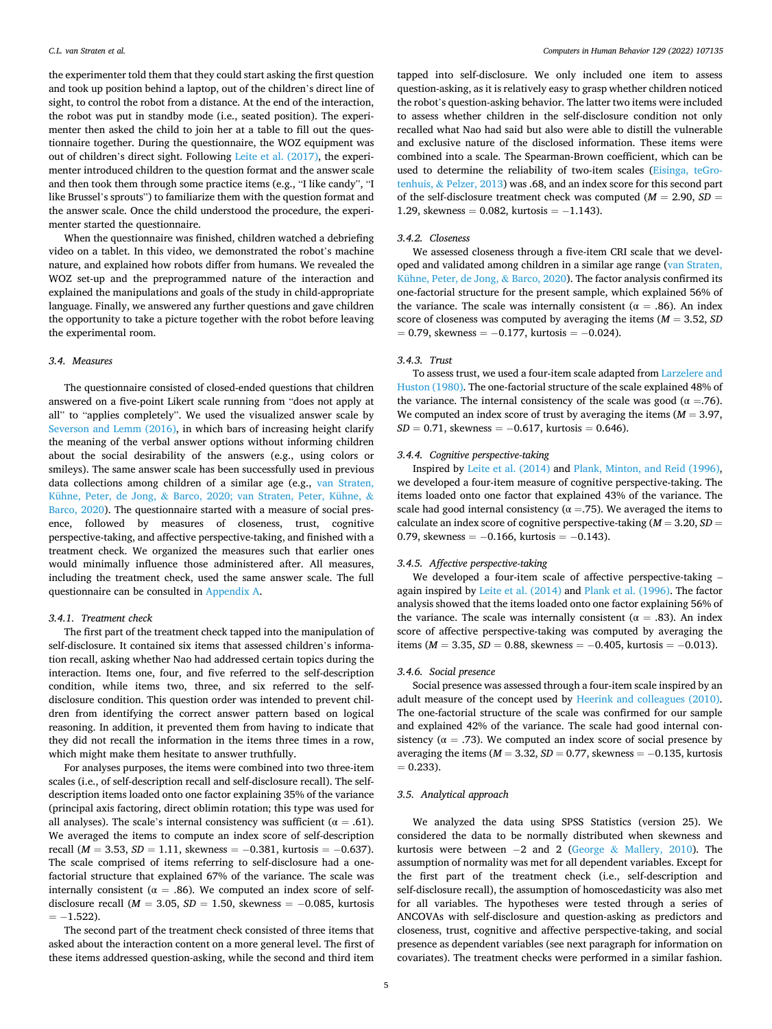the experimenter told them that they could start asking the first question and took up position behind a laptop, out of the children's direct line of sight, to control the robot from a distance. At the end of the interaction, the robot was put in standby mode (i.e., seated position). The experimenter then asked the child to join her at a table to fill out the questionnaire together. During the questionnaire, the WOZ equipment was out of children's direct sight. Following Leite et al. (2017), the experimenter introduced children to the question format and the answer scale and then took them through some practice items (e.g., "I like candy", "I like Brussel's sprouts") to familiarize them with the question format and the answer scale. Once the child understood the procedure, the experimenter started the questionnaire.

When the questionnaire was finished, children watched a debriefing video on a tablet. In this video, we demonstrated the robot's machine nature, and explained how robots differ from humans. We revealed the WOZ set-up and the preprogrammed nature of the interaction and explained the manipulations and goals of the study in child-appropriate language. Finally, we answered any further questions and gave children the opportunity to take a picture together with the robot before leaving the experimental room.

### 3.4. Measures

The questionnaire consisted of closed-ended questions that children answered on a five-point Likert scale running from "does not apply at all" to "applies completely". We used the visualized answer scale by Severson and Lemm (2016), in which bars of increasing height clarify the meaning of the verbal answer options without informing children about the social desirability of the answers (e.g., using colors or smileys). The same answer scale has been successfully used in previous data collections among children of a similar age (e.g., van Straten, Kühne, Peter, de Jong, & Barco, 2020; van Straten, Peter, Kühne, & Barco, 2020). The questionnaire started with a measure of social presence, followed by measures of closeness, trust, cognitive perspective-taking, and affective perspective-taking, and finished with a treatment check. We organized the measures such that earlier ones would minimally influence those administered after. All measures, including the treatment check, used the same answer scale. The full questionnaire can be consulted in Appendix A.

#### 3.4.1. Treatment check

The first part of the treatment check tapped into the manipulation of self-disclosure. It contained six items that assessed children's information recall, asking whether Nao had addressed certain topics during the interaction. Items one, four, and five referred to the self-description condition, while items two, three, and six referred to the self-disclosure condition. This question order was intended to prevent children from identifying the correct answer pattern based on logical reasoning. In addition, it prevented them from having to indicate that they did not recall the information in the items three times in a row, which might make them hesitate to answer truthfully.

For analyses purposes, the items were combined into two three-item scales (i.e., of self-description recall and self-disclosure recall). The self-description items loaded onto one factor explaining 35% of the variance (principal axis factoring, direct oblimin rotation; this type was used for all analyses). The scale's internal consistency was sufficient ($\alpha = .61$). We averaged the items to compute an index score of self-description recall ($M = 3.53$, $SD = 1.11$, skewness $= -0.381$, kurtosis $= -0.637$). The scale comprised of items referring to self-disclosure had a one-factorial structure that explained 67% of the variance. The scale was internally consistent ($\alpha = .86$). We computed an index score of self-disclosure recall ($M = 3.05$, $SD = 1.50$, skewness $= -0.085$, kurtosis $= -1.522$).

The second part of the treatment check consisted of three items that asked about the interaction content on a more general level. The first of these items addressed question-asking, while the second and third item tapped into self-disclosure. We only included one item to assess question-asking, as it is relatively easy to grasp whether children noticed the robot's question-asking behavior. The latter two items were included to assess whether children in the self-disclosure condition not only recalled what Nao had said but also were able to distill the vulnerable and exclusive nature of the disclosed information. These items were combined into a scale. The Spearman-Brown coefficient, which can be used to determine the reliability of two-item scales (Eisinga, teGrotenhuis, & Pelzer, 2013) was .68, and an index score for this second part of the self-disclosure treatment check was computed ($M = 2.90$, $SD = 1.29$, skewness $= 0.082$, kurtosis $= -1.143$).

#### 3.4.2. Closeness

We assessed closeness through a five-item CRI scale that we developed and validated among children in a similar age range (van Straten, Kühne, Peter, de Jong, & Barco, 2020). The factor analysis confirmed its one-factorial structure for the present sample, which explained 56% of the variance. The scale was internally consistent ($\alpha = .86$). An index score of closeness was computed by averaging the items ($M = 3.52$, $SD = 0.79$, skewness $= -0.177$, kurtosis $= -0.024$).

#### 3.4.3. Trust

To assess trust, we used a four-item scale adapted from Larzelere and Huston (1980). The one-factorial structure of the scale explained 48% of the variance. The internal consistency of the scale was good ($\alpha = .76$). We computed an index score of trust by averaging the items ($M = 3.97$, $SD = 0.71$, skewness $= -0.617$, kurtosis $= 0.646$).

#### 3.4.4. Cognitive perspective-taking

Inspired by Leite et al. (2014) and Plank, Minton, and Reid (1996), we developed a four-item measure of cognitive perspective-taking. The items loaded onto one factor that explained 43% of the variance. The scale had good internal consistency ($\alpha = .75$). We averaged the items to calculate an index score of cognitive perspective-taking ($M = 3.20$, $SD = 0.79$, skewness $= -0.166$, kurtosis $= -0.143$).

#### 3.4.5. Affective perspective-taking

We developed a four-item scale of affective perspective-taking – again inspired by Leite et al. (2014) and Plank et al. (1996). The factor analysis showed that the items loaded onto one factor explaining 56% of the variance. The scale was internally consistent ($\alpha = .83$). An index score of affective perspective-taking was computed by averaging the items ($M = 3.35$, $SD = 0.88$, skewness $= -0.405$, kurtosis $= -0.013$).

#### 3.4.6. Social presence

Social presence was assessed through a four-item scale inspired by an adult measure of the concept used by Heerink and colleagues (2010). The one-factorial structure of the scale was confirmed for our sample and explained 42% of the variance. The scale had good internal consistency ($\alpha = .73$). We computed an index score of social presence by averaging the items ($M = 3.32$, $SD = 0.77$, skewness $= -0.135$, kurtosis $= 0.233$).

### 3.5. Analytical approach

We analyzed the data using SPSS Statistics (version 25). We considered the data to be normally distributed when skewness and kurtosis were between $-2$ and 2 (George & Mallery, 2010). The assumption of normality was met for all dependent variables. Except for the first part of the treatment check (i.e., self-description and self-disclosure recall), the assumption of homoscedasticity was also met for all variables. The hypotheses were tested through a series of ANCOVAs with self-disclosure and question-asking as predictors and closeness, trust, cognitive and affective perspective-taking, and social presence as dependent variables (see next paragraph for information on covariates). The treatment checks were performed in a similar fashion.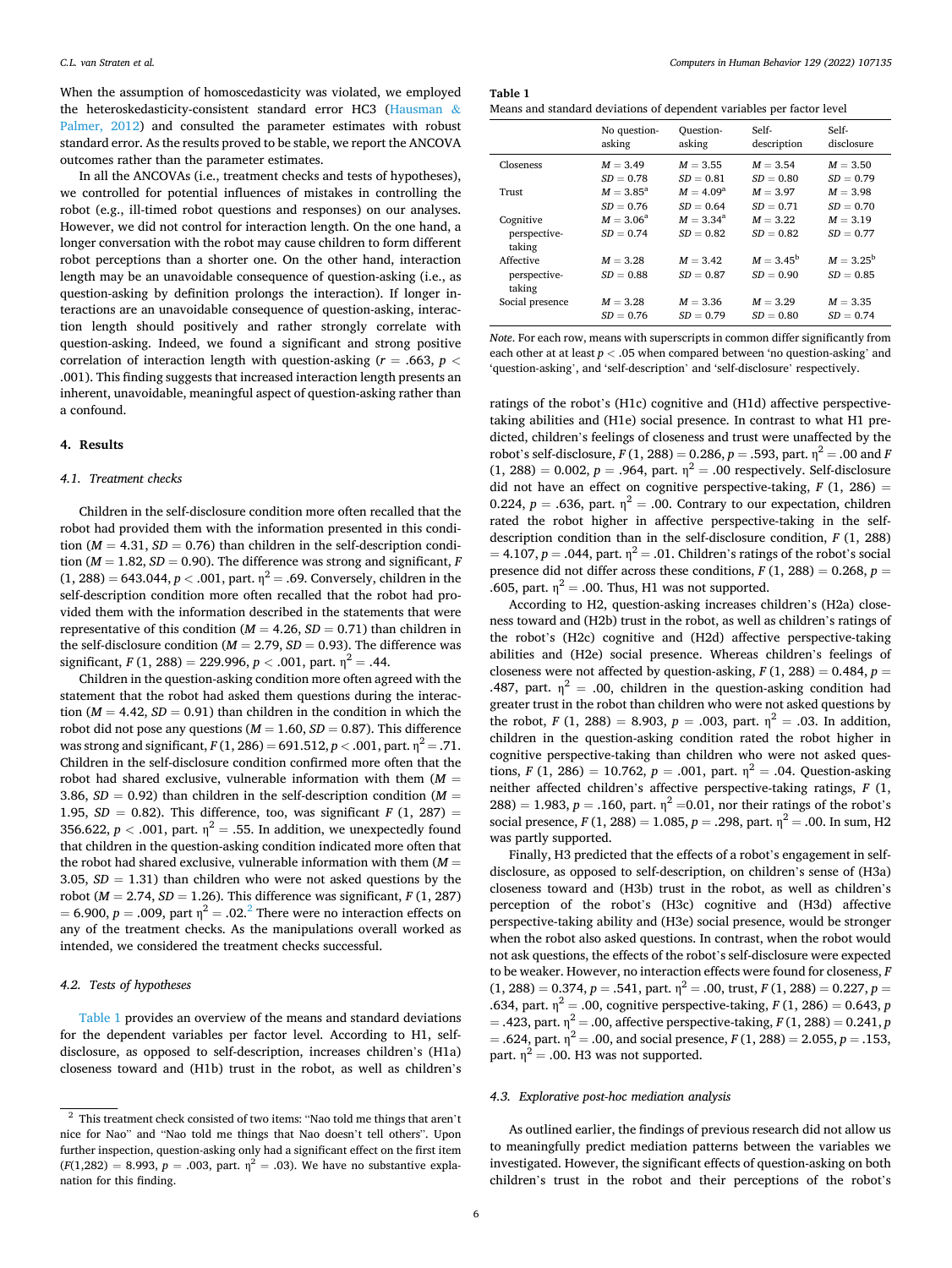When the assumption of homoscedasticity was violated, we employed the heteroskedasticity-consistent standard error HC3 (Hausman & Palmer, 2012) and consulted the parameter estimates with robust standard error. As the results proved to be stable, we report the ANCOVA outcomes rather than the parameter estimates.

In all the ANCOVAs (i.e., treatment checks and tests of hypotheses), we controlled for potential influences of mistakes in controlling the robot (e.g., ill-timed robot questions and responses) on our analyses. However, we did not control for interaction length. On the one hand, a longer conversation with the robot may cause children to form different robot perceptions than a shorter one. On the other hand, interaction length may be an unavoidable consequence of question-asking (i.e., as question-asking by definition prolongs the interaction). If longer interactions are an unavoidable consequence of question-asking, interaction length should positively and rather strongly correlate with question-asking. Indeed, we found a significant and strong positive correlation of interaction length with question-asking ($r$ = .663, $p$ < .001). This finding suggests that increased interaction length presents an inherent, unavoidable, meaningful aspect of question-asking rather than a confound.

## 4. Results

### 4.1. Treatment checks

Children in the self-disclosure condition more often recalled that the robot had provided them with the information presented in this condition ($M$ = 4.31, $SD$ = 0.76) than children in the self-description condition ($M$ = 1.82, $SD$ = 0.90). The difference was strong and significant, $F$ (1, 288) = 643.044, $p$ < .001, part. $\eta^2$ = .69. Conversely, children in the self-description condition more often recalled that the robot had provided them with the information described in the statements that were representative of this condition ($M$ = 4.26, $SD$ = 0.71) than children in the self-disclosure condition ($M$ = 2.79, $SD$ = 0.93). The difference was significant, $F$ (1, 288) = 229.996, $p$ < .001, part. $\eta^2$ = .44.

Children in the question-asking condition more often agreed with the statement that the robot had asked them questions during the interaction ($M$ = 4.42, $SD$ = 0.91) than children in the condition in which the robot did not pose any questions ($M$ = 1.60, $SD$ = 0.87). This difference was strong and significant, $F$ (1, 286) = 691.512, $p$ < .001, part. $\eta^2$ = .71. Children in the self-disclosure condition confirmed more often that the robot had shared exclusive, vulnerable information with them ($M$ = 3.86, $SD$ = 0.92) than children in the self-description condition ($M$ = 1.95, $SD$ = 0.82). This difference, too, was significant $F$ (1, 287) = 356.622, $p$ < .001, part. $\eta^2$ = .55. In addition, we unexpectedly found that children in the question-asking condition indicated more often that the robot had shared exclusive, vulnerable information with them ($M$ = 3.05, $SD$ = 1.31) than children who were not asked questions by the robot ($M$ = 2.74, $SD$ = 1.26). This difference was significant, $F$ (1, 287) = 6.900, $p$ = .009, part $\eta^2$ = .02.[2] There were no interaction effects on any of the treatment checks. As the manipulations overall worked as intended, we considered the treatment checks successful.

### 4.2. Tests of hypotheses

Table 1 provides an overview of the means and standard deviations for the dependent variables per factor level. According to H1, self-disclosure, as opposed to self-description, increases children's (H1a) closeness toward and (H1b) trust in the robot, as well as children's ratings of the robot's (H1c) cognitive and (H1d) affective perspective-taking abilities and (H1e) social presence. In contrast to what H1 predicted, children's feelings of closeness and trust were unaffected by the robot's self-disclosure, $F$ (1, 288) = 0.286, $p$ = .593, part. $\eta^2$ = .00 and $F$ (1, 288) = 0.002, $p$ = .964, part. $\eta^2$ = .00 respectively. Self-disclosure did not have an effect on cognitive perspective-taking, $F$ (1, 286) = 0.224, $p$ = .636, part. $\eta^2$ = .00. Contrary to our expectation, children rated the robot higher in affective perspective-taking in the self-description condition than in the self-disclosure condition, $F$ (1, 288) = 4.107, $p$ = .044, part. $\eta^2$ = .01. Children's ratings of the robot's social presence did not differ across these conditions, $F$ (1, 288) = 0.268, $p$ = .605, part. $\eta^2$ = .00. Thus, H1 was not supported.

According to H2, question-asking increases children's (H2a) closeness toward and (H2b) trust in the robot, as well as children's ratings of the robot's (H2c) cognitive and (H2d) affective perspective-taking abilities and (H2e) social presence. Whereas children's feelings of closeness were not affected by question-asking, $F$ (1, 288) = 0.484, $p$ = .487, part. $\eta^2$ = .00, children in the question-asking condition had greater trust in the robot than children who were not asked questions by the robot, $F$ (1, 288) = 8.903, $p$ = .003, part. $\eta^2$ = .03. In addition, children in the question-asking condition rated the robot higher in cognitive perspective-taking than children who were not asked questions, $F$ (1, 286) = 10.762, $p$ = .001, part. $\eta^2$ = .04. Question-asking neither affected children's affective perspective-taking ratings, $F$ (1, 288) = 1.983, $p$ = .160, part. $\eta^2$ =0.01, nor their ratings of the robot's social presence, $F$ (1, 288) = 1.085, $p$ = .298, part. $\eta^2$ = .00. In sum, H2 was partly supported.

Finally, H3 predicted that the effects of a robot's engagement in self-disclosure, as opposed to self-description, on children's sense of (H3a) closeness toward and (H3b) trust in the robot, as well as children's perception of the robot's (H3c) cognitive and (H3d) affective perspective-taking ability and (H3e) social presence, would be stronger when the robot also asked questions. In contrast, when the robot would not ask questions, the effects of the robot's self-disclosure were expected to be weaker. However, no interaction effects were found for closeness, $F$ (1, 288) = 0.374, $p$ = .541, part. $\eta^2$ = .00, trust, $F$ (1, 288) = 0.227, $p$ = .634, part. $\eta^2$ = .00, cognitive perspective-taking, $F$ (1, 286) = 0.643, $p$ = .423, part. $\eta^2$ = .00, affective perspective-taking, $F$ (1, 288) = 0.241, $p$ = .624, part. $\eta^2$ = .00, and social presence, $F$ (1, 288) = 2.055, $p$ = .153, part. $\eta^2$ = .00. H3 was not supported.

**Table 1**
Means and standard deviations of dependent variables per factor level

| | No question-asking | Question-asking | Self-description | Self-disclosure |
|---|---|---|---|---|
| Closeness | $M$ = 3.49 | $M$ = 3.55 | $M$ = 3.54 | $M$ = 3.50 |
| | $SD$ = 0.78 | $SD$ = 0.81 | $SD$ = 0.80 | $SD$ = 0.79 |
| Trust | $M$ = 3.85[a] | $M$ = 4.09[a] | $M$ = 3.97 | $M$ = 3.98 |
| | $SD$ = 0.76 | $SD$ = 0.64 | $SD$ = 0.71 | $SD$ = 0.70 |
| Cognitive perspective-taking | $M$ = 3.06[a] | $M$ = 3.34[a] | $M$ = 3.22 | $M$ = 3.19 |
| | $SD$ = 0.74 | $SD$ = 0.82 | $SD$ = 0.82 | $SD$ = 0.77 |
| Affective perspective-taking | $M$ = 3.28 | $M$ = 3.42 | $M$ = 3.45[b] | $M$ = 3.25[b] |
| | $SD$ = 0.88 | $SD$ = 0.87 | $SD$ = 0.90 | $SD$ = 0.85 |
| Social presence | $M$ = 3.28 | $M$ = 3.36 | $M$ = 3.29 | $M$ = 3.35 |
| | $SD$ = 0.76 | $SD$ = 0.79 | $SD$ = 0.80 | $SD$ = 0.74 |

*Note*. For each row, means with superscripts in common differ significantly from each other at at least $p$ < .05 when compared between 'no question-asking' and 'question-asking', and 'self-description' and 'self-disclosure' respectively.

### 4.3. Explorative post-hoc mediation analysis

As outlined earlier, the findings of previous research did not allow us to meaningfully predict mediation patterns between the variables we investigated. However, the significant effects of question-asking on both children's trust in the robot and their perceptions of the robot's

[2] This treatment check consisted of two items: "Nao told me things that aren't nice for Nao" and "Nao told me things that Nao doesn't tell others". Upon further inspection, question-asking only had a significant effect on the first item ($F$(1,282) = 8.993, $p$ = .003, part. $\eta^2$ = .03). We have no substantive explanation for this finding.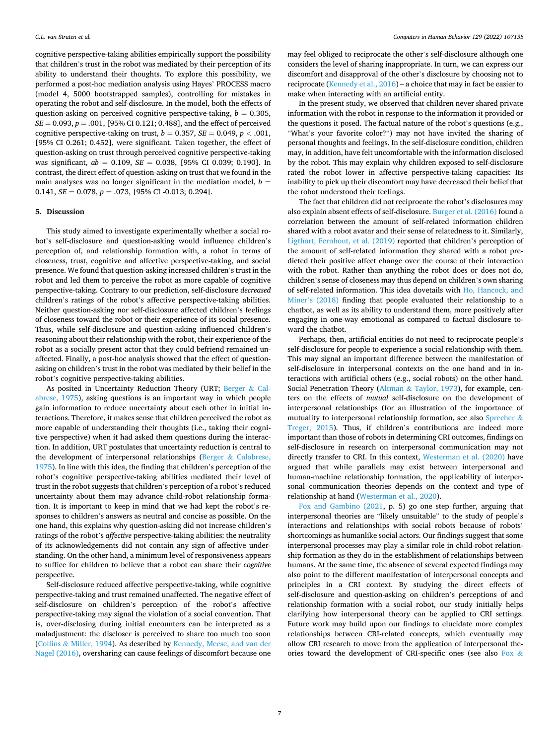cognitive perspective-taking abilities empirically support the possibility that children's trust in the robot was mediated by their perception of its ability to understand their thoughts. To explore this possibility, we performed a post-hoc mediation analysis using Hayes' PROCESS macro (model 4, 5000 bootstrapped samples), controlling for mistakes in operating the robot and self-disclosure. In the model, both the effects of question-asking on perceived cognitive perspective-taking, $b = 0.305$, $SE = 0.093$, $p = .001$, [95% CI 0.121; 0.488], and the effect of perceived cognitive perspective-taking on trust, $b = 0.357$, $SE = 0.049$, $p < .001$, [95% CI 0.261; 0.452], were significant. Taken together, the effect of question-asking on trust through perceived cognitive perspective-taking was significant, $ab = 0.109$, $SE = 0.038$, [95% CI 0.039; 0.190]. In contrast, the direct effect of question-asking on trust that we found in the main analyses was no longer significant in the mediation model, $b = 0.141$, $SE = 0.078$, $p = .073$, [95% CI -0.013; 0.294].

## 5. Discussion

This study aimed to investigate experimentally whether a social robot's self-disclosure and question-asking would influence children's perception of, and relationship formation with, a robot in terms of closeness, trust, cognitive and affective perspective-taking, and social presence. We found that question-asking increased children's trust in the robot and led them to perceive the robot as more capable of cognitive perspective-taking. Contrary to our prediction, self-disclosure *decreased* children's ratings of the robot's affective perspective-taking abilities. Neither question-asking nor self-disclosure affected children's feelings of closeness toward the robot or their experience of its social presence. Thus, while self-disclosure and question-asking influenced children's reasoning about their relationship with the robot, their experience of the robot as a socially present actor that they could befriend remained unaffected. Finally, a post-hoc analysis showed that the effect of question-asking on children's trust in the robot was mediated by their belief in the robot's cognitive perspective-taking abilities.

As posited in Uncertainty Reduction Theory (URT; Berger & Calabrese, 1975), asking questions is an important way in which people gain information to reduce uncertainty about each other in initial interactions. Therefore, it makes sense that children perceived the robot as more capable of understanding their thoughts (i.e., taking their cognitive perspective) when it had asked them questions during the interaction. In addition, URT postulates that uncertainty reduction is central to the development of interpersonal relationships (Berger & Calabrese, 1975). In line with this idea, the finding that children's perception of the robot's cognitive perspective-taking abilities mediated their level of trust in the robot suggests that children's perception of a robot's reduced uncertainty about them may advance child-robot relationship formation. It is important to keep in mind that we had kept the robot's responses to children's answers as neutral and concise as possible. On the one hand, this explains why question-asking did not increase children's ratings of the robot's *affective* perspective-taking abilities: the neutrality of its acknowledgements did not contain any sign of affective understanding. On the other hand, a minimum level of responsiveness appears to suffice for children to believe that a robot can share their *cognitive* perspective.

Self-disclosure reduced affective perspective-taking, while cognitive perspective-taking and trust remained unaffected. The negative effect of self-disclosure on children's perception of the robot's affective perspective-taking may signal the violation of a social convention. That is, over-disclosing during initial encounters can be interpreted as a maladjustment: the discloser is perceived to share too much too soon (Collins & Miller, 1994). As described by Kennedy, Meese, and van der Nagel (2016), oversharing can cause feelings of discomfort because one may feel obliged to reciprocate the other's self-disclosure although one considers the level of sharing inappropriate. In turn, we can express our discomfort and disapproval of the other's disclosure by choosing not to reciprocate (Kennedy et al., 2016) – a choice that may in fact be easier to make when interacting with an artificial entity.

In the present study, we observed that children never shared private information with the robot in response to the information it provided or the questions it posed. The factual nature of the robot's questions (e.g., "What's your favorite color?") may not have invited the sharing of personal thoughts and feelings. In the self-disclosure condition, children may, in addition, have felt uncomfortable with the information disclosed by the robot. This may explain why children exposed to self-disclosure rated the robot lower in affective perspective-taking capacities: Its inability to pick up their discomfort may have decreased their belief that the robot understood their feelings.

The fact that children did not reciprocate the robot's disclosures may also explain absent effects of self-disclosure. Burger et al. (2016) found a correlation between the amount of self-related information children shared with a robot avatar and their sense of relatedness to it. Similarly, Ligthart, Fernhout, et al. (2019) reported that children's perception of the amount of self-related information they shared with a robot predicted their positive affect change over the course of their interaction with the robot. Rather than anything the robot does or does not do, children's sense of closeness may thus depend on children's own sharing of self-related information. This idea dovetails with Ho, Hancock, and Miner's (2018) finding that people evaluated their relationship to a chatbot, as well as its ability to understand them, more positively after engaging in one-way emotional as compared to factual disclosure toward the chatbot.

Perhaps, then, artificial entities do not need to reciprocate people's self-disclosure for people to experience a social relationship with them. This may signal an important difference between the manifestation of self-disclosure in interpersonal contexts on the one hand and in interactions with artificial others (e.g., social robots) on the other hand. Social Penetration Theory (Altman & Taylor, 1973), for example, centers on the effects of *mutual* self-disclosure on the development of interpersonal relationships (for an illustration of the importance of mutuality to interpersonal relationship formation, see also Sprecher & Treger, 2015). Thus, if children's contributions are indeed more important than those of robots in determining CRI outcomes, findings on self-disclosure in research on interpersonal communication may not directly transfer to CRI. In this context, Westerman et al. (2020) have argued that while parallels may exist between interpersonal and human-machine relationship formation, the applicability of interpersonal communication theories depends on the context and type of relationship at hand (Westerman et al., 2020).

Fox and Gambino (2021, p. 5) go one step further, arguing that interpersonal theories are "likely unsuitable" to the study of people's interactions and relationships with social robots because of robots' shortcomings as humanlike social actors. Our findings suggest that some interpersonal processes may play a similar role in child-robot relationship formation as they do in the establishment of relationships between humans. At the same time, the absence of several expected findings may also point to the different manifestation of interpersonal concepts and principles in a CRI context. By studying the direct effects of self-disclosure and question-asking on children's perceptions of and relationship formation with a social robot, our study initially helps clarifying how interpersonal theory can be applied to CRI settings. Future work may build upon our findings to elucidate more complex relationships between CRI-related concepts, which eventually may allow CRI research to move from the application of interpersonal theories toward the development of CRI-specific ones (see also Fox &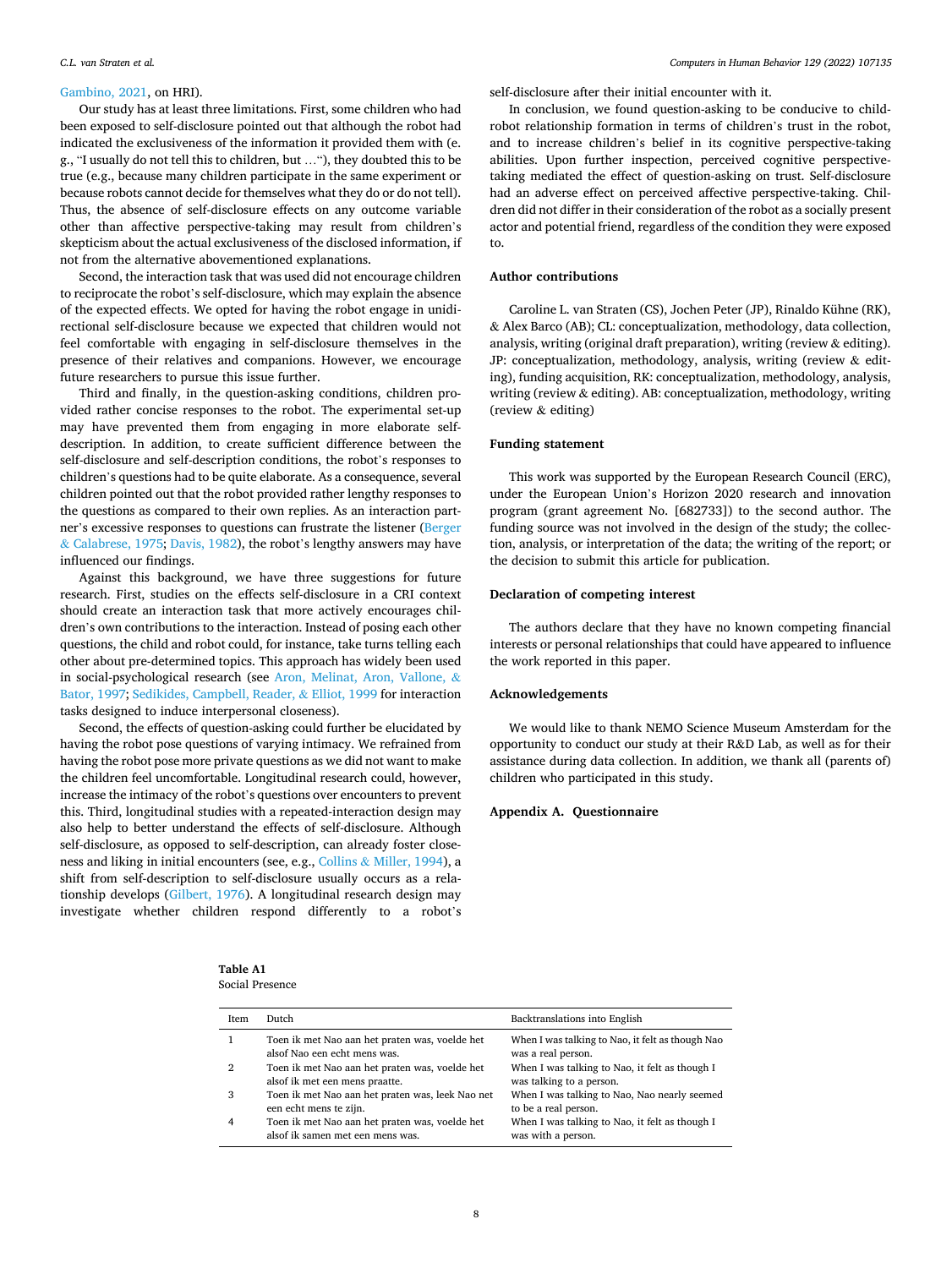Gambino, 2021, on HRI).

Our study has at least three limitations. First, some children who had been exposed to self-disclosure pointed out that although the robot had indicated the exclusiveness of the information it provided them with (e.g., "I usually do not tell this to children, but …"), they doubted this to be true (e.g., because many children participate in the same experiment or because robots cannot decide for themselves what they do or do not tell). Thus, the absence of self-disclosure effects on any outcome variable other than affective perspective-taking may result from children's skepticism about the actual exclusiveness of the disclosed information, if not from the alternative abovementioned explanations.

Second, the interaction task that was used did not encourage children to reciprocate the robot's self-disclosure, which may explain the absence of the expected effects. We opted for having the robot engage in unidirectional self-disclosure because we expected that children would not feel comfortable with engaging in self-disclosure themselves in the presence of their relatives and companions. However, we encourage future researchers to pursue this issue further.

Third and finally, in the question-asking conditions, children provided rather concise responses to the robot. The experimental set-up may have prevented them from engaging in more elaborate self-description. In addition, to create sufficient difference between the self-disclosure and self-description conditions, the robot's responses to children's questions had to be quite elaborate. As a consequence, several children pointed out that the robot provided rather lengthy responses to the questions as compared to their own replies. As an interaction partner's excessive responses to questions can frustrate the listener (Berger & Calabrese, 1975; Davis, 1982), the robot's lengthy answers may have influenced our findings.

Against this background, we have three suggestions for future research. First, studies on the effects self-disclosure in a CRI context should create an interaction task that more actively encourages children's own contributions to the interaction. Instead of posing each other questions, the child and robot could, for instance, take turns telling each other about pre-determined topics. This approach has widely been used in social-psychological research (see Aron, Melinat, Aron, Vallone, & Bator, 1997; Sedikides, Campbell, Reader, & Elliot, 1999 for interaction tasks designed to induce interpersonal closeness).

Second, the effects of question-asking could further be elucidated by having the robot pose questions of varying intimacy. We refrained from having the robot pose more private questions as we did not want to make the children feel uncomfortable. Longitudinal research could, however, increase the intimacy of the robot's questions over encounters to prevent this. Third, longitudinal studies with a repeated-interaction design may also help to better understand the effects of self-disclosure. Although self-disclosure, as opposed to self-description, can already foster closeness and liking in initial encounters (see, e.g., Collins & Miller, 1994), a shift from self-description to self-disclosure usually occurs as a relationship develops (Gilbert, 1976). A longitudinal research design may investigate whether children respond differently to a robot's self-disclosure after their initial encounter with it.

In conclusion, we found question-asking to be conducive to child-robot relationship formation in terms of children's trust in the robot, and to increase children's belief in its cognitive perspective-taking abilities. Upon further inspection, perceived cognitive perspective-taking mediated the effect of question-asking on trust. Self-disclosure had an adverse effect on perceived affective perspective-taking. Children did not differ in their consideration of the robot as a socially present actor and potential friend, regardless of the condition they were exposed to.

## Author contributions

Caroline L. van Straten (CS), Jochen Peter (JP), Rinaldo Kühne (RK), & Alex Barco (AB); CL: conceptualization, methodology, data collection, analysis, writing (original draft preparation), writing (review & editing). JP: conceptualization, methodology, analysis, writing (review & editing), funding acquisition, RK: conceptualization, methodology, analysis, writing (review & editing). AB: conceptualization, methodology, writing (review & editing)

## Funding statement

This work was supported by the European Research Council (ERC), under the European Union's Horizon 2020 research and innovation program (grant agreement No. [682733]) to the second author. The funding source was not involved in the design of the study; the collection, analysis, or interpretation of the data; the writing of the report; or the decision to submit this article for publication.

## Declaration of competing interest

The authors declare that they have no known competing financial interests or personal relationships that could have appeared to influence the work reported in this paper.

## Acknowledgements

We would like to thank NEMO Science Museum Amsterdam for the opportunity to conduct our study at their R&D Lab, as well as for their assistance during data collection. In addition, we thank all (parents of) children who participated in this study.

## Appendix A. Questionnaire

**Table A1**
Social Presence

| Item | Dutch | Backtranslations into English |
|---|---|---|
| 1 | Toen ik met Nao aan het praten was, voelde het alsof Nao een echt mens was. | When I was talking to Nao, it felt as though Nao was a real person. |
| 2 | Toen ik met Nao aan het praten was, voelde het alsof ik met een mens praatte. | When I was talking to Nao, it felt as though I was talking to a person. |
| 3 | Toen ik met Nao aan het praten was, leek Nao net een echt mens te zijn. | When I was talking to Nao, Nao nearly seemed to be a real person. |
| 4 | Toen ik met Nao aan het praten was, voelde het alsof ik samen met een mens was. | When I was talking to Nao, it felt as though I was with a person. |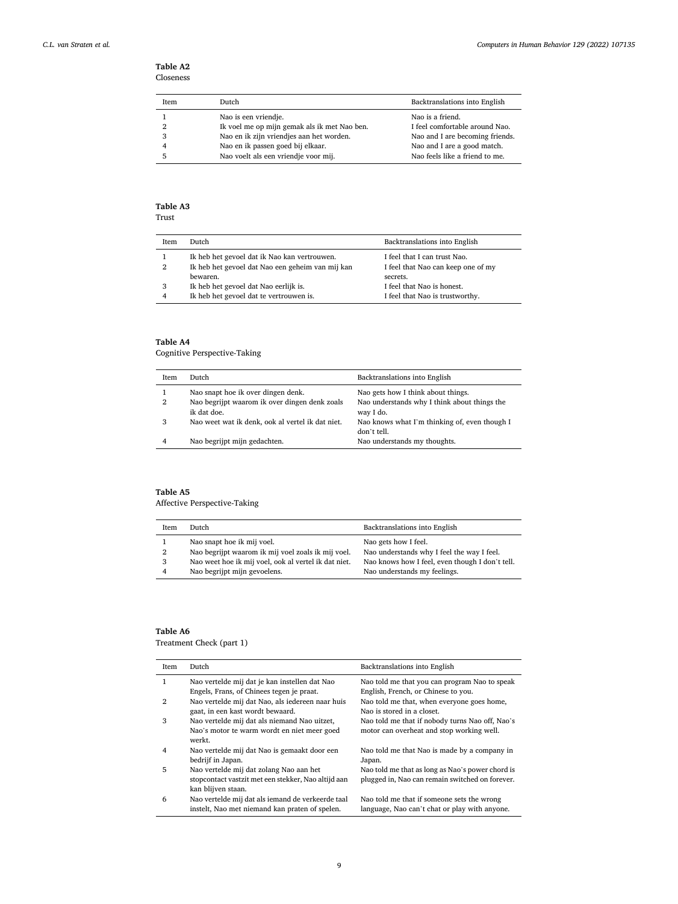**Table A2**
Closeness

| Item | Dutch | Backtranslations into English |
|---|---|---|
| 1 | Nao is een vriendje. | Nao is a friend. |
| 2 | Ik voel me op mijn gemak als ik met Nao ben. | I feel comfortable around Nao. |
| 3 | Nao en ik zijn vriendjes aan het worden. | Nao and I are becoming friends. |
| 4 | Nao en ik passen goed bij elkaar. | Nao and I are a good match. |
| 5 | Nao voelt als een vriendje voor mij. | Nao feels like a friend to me. |

**Table A3**
Trust

| Item | Dutch | Backtranslations into English |
|---|---|---|
| 1 | Ik heb het gevoel dat ik Nao kan vertrouwen. | I feel that I can trust Nao. |
| 2 | Ik heb het gevoel dat Nao een geheim van mij kan bewaren. | I feel that Nao can keep one of my secrets. |
| 3 | Ik heb het gevoel dat Nao eerlijk is. | I feel that Nao is honest. |
| 4 | Ik heb het gevoel dat te vertrouwen is. | I feel that Nao is trustworthy. |

**Table A4**
Cognitive Perspective-Taking

| Item | Dutch | Backtranslations into English |
|---|---|---|
| 1 | Nao snapt hoe ik over dingen denk. | Nao gets how I think about things. |
| 2 | Nao begrijpt waarom ik over dingen denk zoals ik dat doe. | Nao understands why I think about things the way I do. |
| 3 | Nao weet wat ik denk, ook al vertel ik dat niet. | Nao knows what I'm thinking of, even though I don't tell. |
| 4 | Nao begrijpt mijn gedachten. | Nao understands my thoughts. |

**Table A5**
Affective Perspective-Taking

| Item | Dutch | Backtranslations into English |
|---|---|---|
| 1 | Nao snapt hoe ik mij voel. | Nao gets how I feel. |
| 2 | Nao begrijpt waarom ik mij voel zoals ik mij voel. | Nao understands why I feel the way I feel. |
| 3 | Nao weet hoe ik mij voel, ook al vertel ik dat niet. | Nao knows how I feel, even though I don't tell. |
| 4 | Nao begrijpt mijn gevoelens. | Nao understands my feelings. |

**Table A6**
Treatment Check (part 1)

| Item | Dutch | Backtranslations into English |
|---|---|---|
| 1 | Nao vertelde mij dat je kan instellen dat Nao Engels, Frans, of Chinees tegen je praat. | Nao told me that you can program Nao to speak English, French, or Chinese to you. |
| 2 | Nao vertelde mij dat Nao, als iedereen naar huis gaat, in een kast wordt bewaard. | Nao told me that, when everyone goes home, Nao is stored in a closet. |
| 3 | Nao vertelde mij dat als niemand Nao uitzet, Nao's motor te warm wordt en niet meer goed werkt. | Nao told me that if nobody turns Nao off, Nao's motor can overheat and stop working well. |
| 4 | Nao vertelde mij dat Nao is gemaakt door een bedrijf in Japan. | Nao told me that Nao is made by a company in Japan. |
| 5 | Nao vertelde mij dat zolang Nao aan het stopcontact vastzit met een stekker, Nao altijd aan kan blijven staan. | Nao told me that as long as Nao's power chord is plugged in, Nao can remain switched on forever. |
| 6 | Nao vertelde mij dat als iemand de verkeerde taal instelt, Nao met niemand kan praten of spelen. | Nao told me that if someone sets the wrong language, Nao can't chat or play with anyone. |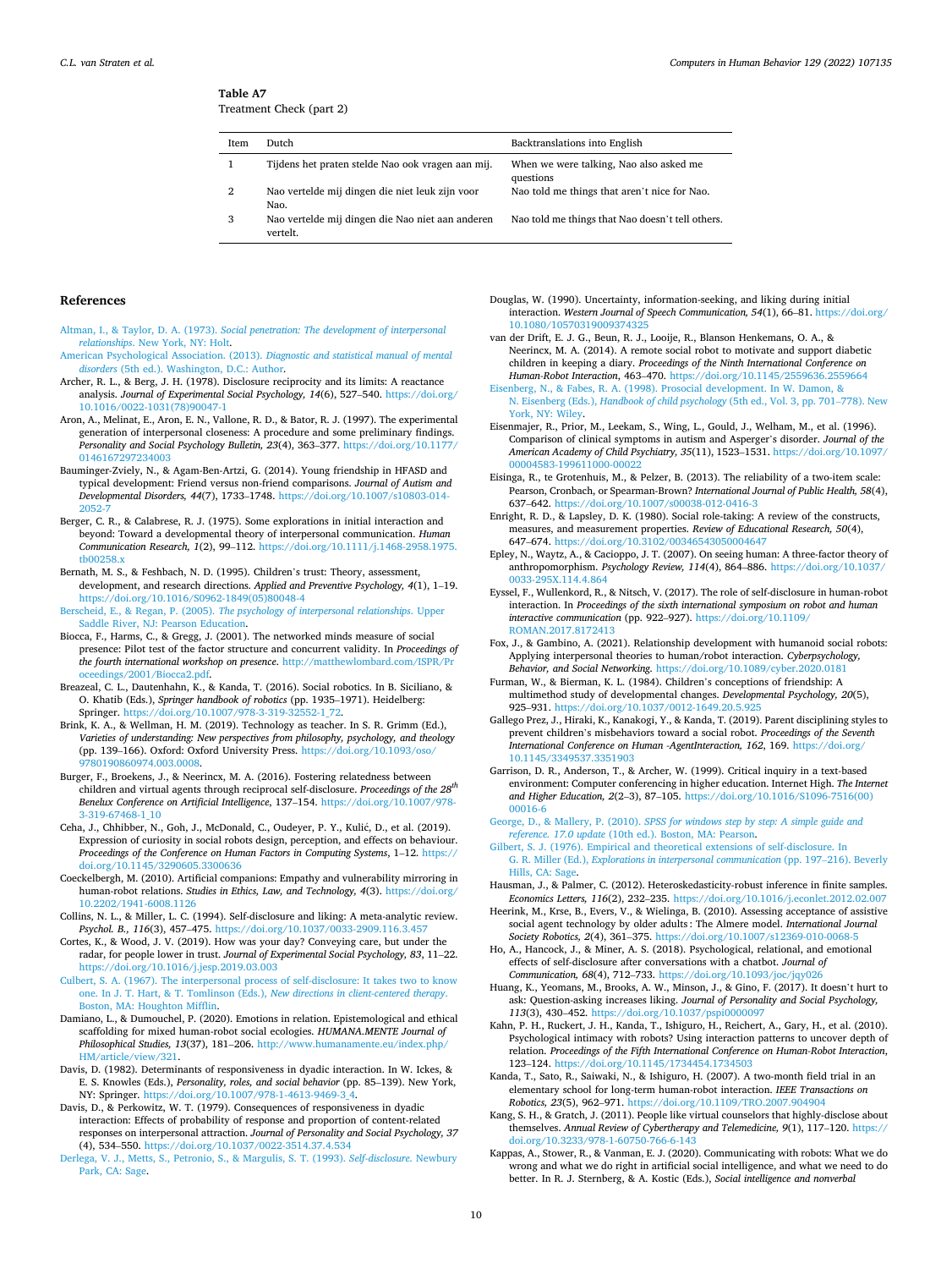**Table A7**
Treatment Check (part 2)

| Item | Dutch | Backtranslations into English |
|---|---|---|
| 1 | Tijdens het praten stelde Nao ook vragen aan mij. | When we were talking, Nao also asked me questions |
| 2 | Nao vertelde mij dingen die niet leuk zijn voor Nao. | Nao told me things that aren't nice for Nao. |
| 3 | Nao vertelde mij dingen die Nao niet aan anderen vertelt. | Nao told me things that Nao doesn't tell others. |

## References

Altman, I., & Taylor, D. A. (1973). *Social penetration: The development of interpersonal relationships*. New York, NY: Holt.

American Psychological Association. (2013). *Diagnostic and statistical manual of mental disorders* (5th ed.). Washington, D.C.: Author.

Archer, R. L., & Berg, J. H. (1978). Disclosure reciprocity and its limits: A reactance analysis. *Journal of Experimental Social Psychology, 14*(6), 527–540. https://doi.org/10.1016/0022-1031(78)90047-1

Aron, A., Melinat, E., Aron, E. N., Vallone, R. D., & Bator, R. J. (1997). The experimental generation of interpersonal closeness: A procedure and some preliminary findings. *Personality and Social Psychology Bulletin, 23*(4), 363–377. https://doi.org/10.1177/0146167297234003

Bauminger-Zviely, N., & Agam-Ben-Artzi, G. (2014). Young friendship in HFASD and typical development: Friend versus non-friend comparisons. *Journal of Autism and Developmental Disorders, 44*(7), 1733–1748. https://doi.org/10.1007/s10803-014-2052-7

Berger, C. R., & Calabrese, R. J. (1975). Some explorations in initial interaction and beyond: Toward a developmental theory of interpersonal communication. *Human Communication Research, 1*(2), 99–112. https://doi.org/10.1111/j.1468-2958.1975.tb00258.x

Bernath, M. S., & Feshbach, N. D. (1995). Children's trust: Theory, assessment, development, and research directions. *Applied and Preventive Psychology, 4*(1), 1–19. https://doi.org/10.1016/S0962-1849(05)80048-4

Berscheid, E., & Regan, P. (2005). *The psychology of interpersonal relationships*. Upper Saddle River, NJ: Pearson Education.

Biocca, F., Harms, C., & Gregg, J. (2001). The networked minds measure of social presence: Pilot test of the factor structure and concurrent validity. In *Proceedings of the fourth international workshop on presence*. http://matthewlombard.com/ISPR/Proceedings/2001/Biocca2.pdf.

Breazeal, C. L., Dautenhahn, K., & Kanda, T. (2016). Social robotics. In B. Siciliano, & O. Khatib (Eds.), *Springer handbook of robotics* (pp. 1935–1971). Heidelberg: Springer. https://doi.org/10.1007/978-3-319-32552-1_72.

Brink, K. A., & Wellman, H. M. (2019). Technology as teacher. In S. R. Grimm (Ed.), *Varieties of understanding: New perspectives from philosophy, psychology, and theology* (pp. 139–166). Oxford: Oxford University Press. https://doi.org/10.1093/oso/9780190860974.003.0008.

Burger, F., Broekens, J., & Neerincx, M. A. (2016). Fostering relatedness between children and virtual agents through reciprocal self-disclosure. *Proceedings of the 28th Benelux Conference on Artificial Intelligence*, 137–154. https://doi.org/10.1007/978-3-319-67468-1_10

Ceha, J., Chhibber, N., Goh, J., McDonald, C., Oudeyer, P. Y., Kulić, D., et al. (2019). Expression of curiosity in social robots design, perception, and effects on behaviour. *Proceedings of the Conference on Human Factors in Computing Systems*, 1–12. https://doi.org/10.1145/3290605.3300636

Coeckelbergh, M. (2010). Artificial companions: Empathy and vulnerability mirroring in human-robot relations. *Studies in Ethics, Law, and Technology, 4*(3). https://doi.org/10.2202/1941-6008.1126

Collins, N. L., & Miller, L. C. (1994). Self-disclosure and liking: A meta-analytic review. *Psychol. B., 116*(3), 457–475. https://doi.org/10.1037/0033-2909.116.3.457

Cortes, K., & Wood, J. V. (2019). How was your day? Conveying care, but under the radar, for people lower in trust. *Journal of Experimental Social Psychology, 83*, 11–22. https://doi.org/10.1016/j.jesp.2019.03.003

Culbert, S. A. (1967). The interpersonal process of self-disclosure: It takes two to know one. In J. T. Hart, & T. Tomlinson (Eds.), *New directions in client-centered therapy*. Boston, MA: Houghton Mifflin.

Damiano, L., & Dumouchel, P. (2020). Emotions in relation. Epistemological and ethical scaffolding for mixed human-robot social ecologies. *HUMANA.MENTE Journal of Philosophical Studies, 13*(37), 181–206. http://www.humanamente.eu/index.php/HM/article/view/321.

Davis, D. (1982). Determinants of responsiveness in dyadic interaction. In W. Ickes, & E. S. Knowles (Eds.), *Personality, roles, and social behavior* (pp. 85–139). New York, NY: Springer. https://doi.org/10.1007/978-1-4613-9469-3_4.

Davis, D., & Perkowitz, W. T. (1979). Consequences of responsiveness in dyadic interaction: Effects of probability of response and proportion of content-related responses on interpersonal attraction. *Journal of Personality and Social Psychology, 37* (4), 534–550. https://doi.org/10.1037/0022-3514.37.4.534

Derlega, V. J., Metts, S., Petronio, S., & Margulis, S. T. (1993). *Self-disclosure*. Newbury Park, CA: Sage.

Douglas, W. (1990). Uncertainty, information-seeking, and liking during initial interaction. *Western Journal of Speech Communication, 54*(1), 66–81. https://doi.org/10.1080/10570319009374325

van der Drift, E. J. G., Beun, R. J., Looije, R., Blanson Henkemans, O. A., & Neerincx, M. A. (2014). A remote social robot to motivate and support diabetic children in keeping a diary. *Proceedings of the Ninth International Conference on Human-Robot Interaction*, 463–470. https://doi.org/10.1145/2559636.2559664

Eisenberg, N., & Fabes, R. A. (1998). Prosocial development. In W. Damon, & N. Eisenberg (Eds.), *Handbook of child psychology* (5th ed., Vol. 3, pp. 701–778). New York, NY: Wiley.

Eisenmajer, R., Prior, M., Leekam, S., Wing, L., Gould, J., Welham, M., et al. (1996). Comparison of clinical symptoms in autism and Asperger's disorder. *Journal of the American Academy of Child Psychiatry, 35*(11), 1523–1531. https://doi.org/10.1097/00004583-199611000-00022

Eisinga, R., te Grotenhuis, M., & Pelzer, B. (2013). The reliability of a two-item scale: Pearson, Cronbach, or Spearman-Brown? *International Journal of Public Health, 58*(4), 637–642. https://doi.org/10.1007/s00038-012-0416-3

Enright, R. D., & Lapsley, D. K. (1980). Social role-taking: A review of the constructs, measures, and measurement properties. *Review of Educational Research, 50*(4), 647–674. https://doi.org/10.3102/00346543050004647

Epley, N., Waytz, A., & Cacioppo, J. T. (2007). On seeing human: A three-factor theory of anthropomorphism. *Psychology Review, 114*(4), 864–886. https://doi.org/10.1037/0033-295X.114.4.864

Eyssel, F., Wullenkord, R., & Nitsch, V. (2017). The role of self-disclosure in human-robot interaction. In *Proceedings of the sixth international symposium on robot and human interactive communication* (pp. 922–927). https://doi.org/10.1109/ROMAN.2017.8172413

Fox, J., & Gambino, A. (2021). Relationship development with humanoid social robots: Applying interpersonal theories to human/robot interaction. *Cyberpsychology, Behavior, and Social Networking*. https://doi.org/10.1089/cyber.2020.0181

Furman, W., & Bierman, K. L. (1984). Children's conceptions of friendship: A multimethod study of developmental changes. *Developmental Psychology, 20*(5), 925–931. https://doi.org/10.1037/0012-1649.20.5.925

Gallego Prez, J., Hiraki, K., Kanakogi, Y., & Kanda, T. (2019). Parent disciplining styles to prevent children's misbehaviors toward a social robot. *Proceedings of the Seventh International Conference on Human -AgentInteraction, 162*, 169. https://doi.org/10.1145/3349537.3351903

Garrison, D. R., Anderson, T., & Archer, W. (1999). Critical inquiry in a text-based environment: Computer conferencing in higher education. Internet High. *The Internet and Higher Education, 2*(2–3), 87–105. https://doi.org/10.1016/S1096-7516(00)00016-6

George, D., & Mallery, P. (2010). *SPSS for windows step by step: A simple guide and reference. 17.0 update* (10th ed.). Boston, MA: Pearson.

Gilbert, S. J. (1976). Empirical and theoretical extensions of self-disclosure. In G. R. Miller (Ed.), *Explorations in interpersonal communication* (pp. 197–216). Beverly Hills, CA: Sage.

Hausman, J., & Palmer, C. (2012). Heteroskedasticity-robust inference in finite samples. *Economics Letters, 116*(2), 232–235. https://doi.org/10.1016/j.econlet.2012.02.007

Heerink, M., Krse, B., Evers, V., & Wielinga, B. (2010). Assessing acceptance of assistive social agent technology by older adults : The Almere model. *International Journal Society Robotics, 2*(4), 361–375. https://doi.org/10.1007/s12369-010-0068-5

Ho, A., Hancock, J., & Miner, A. S. (2018). Psychological, relational, and emotional effects of self-disclosure after conversations with a chatbot. *Journal of Communication, 68*(4), 712–733. https://doi.org/10.1093/joc/jqy026

Huang, K., Yeomans, M., Brooks, A. W., Minson, J., & Gino, F. (2017). It doesn't hurt to ask: Question-asking increases liking. *Journal of Personality and Social Psychology, 113*(3), 430–452. https://doi.org/10.1037/pspi0000097

Kahn, P. H., Ruckert, J. H., Kanda, T., Ishiguro, H., Reichert, A., Gary, H., et al. (2010). Psychological intimacy with robots? Using interaction patterns to uncover depth of relation. *Proceedings of the Fifth International Conference on Human-Robot Interaction*, 123–124. https://doi.org/10.1145/1734454.1734503

Kanda, T., Sato, R., Saiwaki, N., & Ishiguro, H. (2007). A two-month field trial in an elementary school for long-term human-robot interaction. *IEEE Transactions on Robotics, 23*(5), 962–971. https://doi.org/10.1109/TRO.2007.904904

Kang, S. H., & Gratch, J. (2011). People like virtual counselors that highly-disclose about themselves. *Annual Review of Cybertherapy and Telemedicine, 9*(1), 117–120. https://doi.org/10.3233/978-1-60750-766-6-143

Kappas, A., Stower, R., & Vanman, E. J. (2020). Communicating with robots: What we do wrong and what we do right in artificial social intelligence, and what we need to do better. In R. J. Sternberg, & A. Kostic (Eds.), *Social intelligence and nonverbal*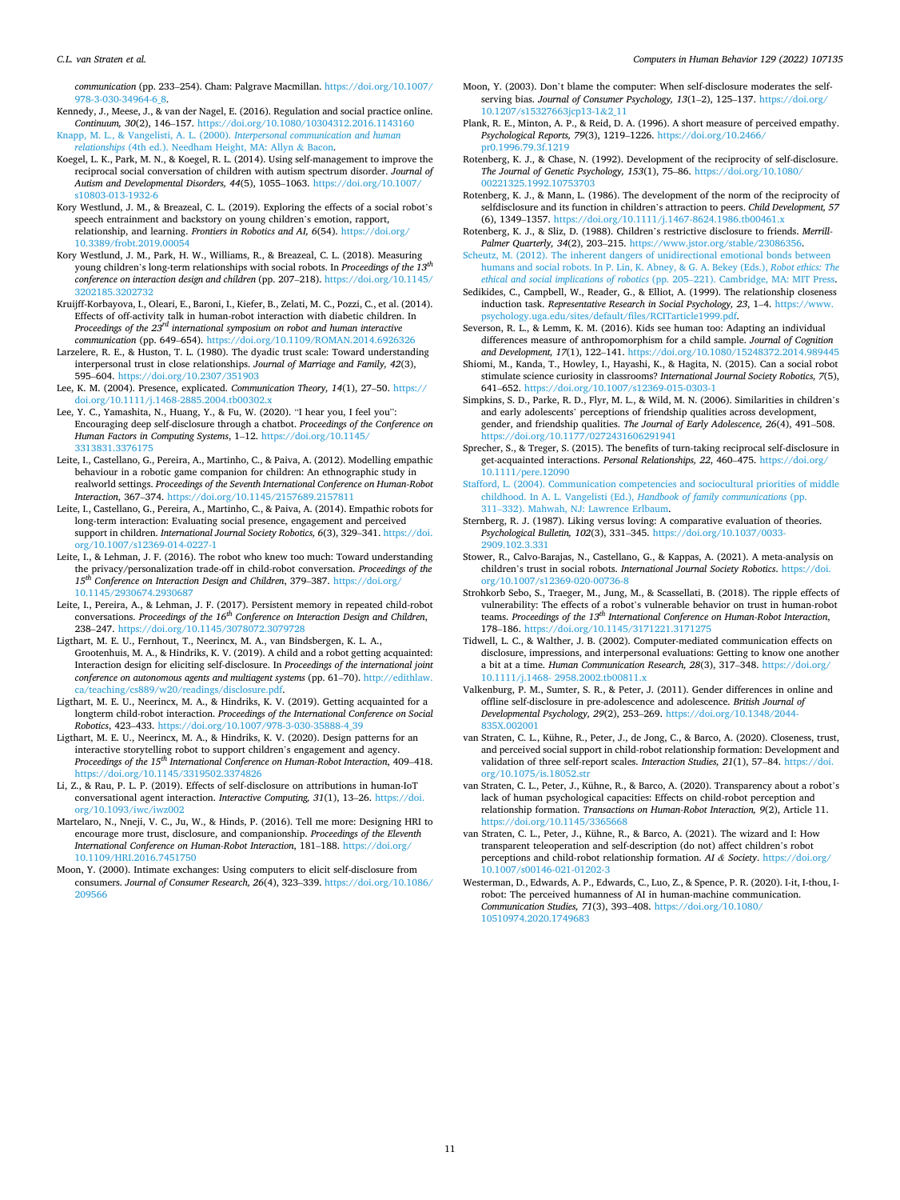*communication* (pp. 233–254). Cham: Palgrave Macmillan. https://doi.org/10.1007/978-3-030-34964-6_8.

Kennedy, J., Meese, J., & van der Nagel, E. (2016). Regulation and social practice online. *Continuum, 30*(2), 146–157. https://doi.org/10.1080/10304312.2016.1143160

Knapp, M. L., & Vangelisti, A. L. (2000). *Interpersonal communication and human relationships* (4th ed.). Needham Height, MA: Allyn & Bacon.

Koegel, L. K., Park, M. N., & Koegel, R. L. (2014). Using self-management to improve the reciprocal social conversation of children with autism spectrum disorder. *Journal of Autism and Developmental Disorders, 44*(5), 1055–1063. https://doi.org/10.1007/s10803-013-1932-6

Kory Westlund, J. M., & Breazeal, C. L. (2019). Exploring the effects of a social robot's speech entrainment and backstory on young children's emotion, rapport, relationship, and learning. *Frontiers in Robotics and AI, 6*(54). https://doi.org/10.3389/frobt.2019.00054

Kory Westlund, J. M., Park, H. W., Williams, R., & Breazeal, C. L. (2018). Measuring young children's long-term relationships with social robots. In *Proceedings of the 13th conference on interaction design and children* (pp. 207–218). https://doi.org/10.1145/3202185.3202732

Kruijff-Korbayova, I., Oleari, E., Baroni, I., Kiefer, B., Zelati, M. C., Pozzi, C., et al. (2014). Effects of off-activity talk in human-robot interaction with diabetic children. In *Proceedings of the 23rd international symposium on robot and human interactive communication* (pp. 649–654). https://doi.org/10.1109/ROMAN.2014.6926326

Larzelere, R. E., & Huston, T. L. (1980). The dyadic trust scale: Toward understanding interpersonal trust in close relationships. *Journal of Marriage and Family, 42*(3), 595–604. https://doi.org/10.2307/351903

Lee, K. M. (2004). Presence, explicated. *Communication Theory, 14*(1), 27–50. https://doi.org/10.1111/j.1468-2885.2004.tb00302.x

Lee, Y. C., Yamashita, N., Huang, Y., & Fu, W. (2020). "I hear you, I feel you": Encouraging deep self-disclosure through a chatbot. *Proceedings of the Conference on Human Factors in Computing Systems*, 1–12. https://doi.org/10.1145/3313831.3376175

Leite, I., Castellano, G., Pereira, A., Martinho, C., & Paiva, A. (2012). Modelling empathic behaviour in a robotic game companion for children: An ethnographic study in realworld settings. *Proceedings of the Seventh International Conference on Human-Robot Interaction*, 367–374. https://doi.org/10.1145/2157689.2157811

Leite, I., Castellano, G., Pereira, A., Martinho, C., & Paiva, A. (2014). Empathic robots for long-term interaction: Evaluating social presence, engagement and perceived support in children. *International Journal Society Robotics, 6*(3), 329–341. https://doi.org/10.1007/s12369-014-0227-1

Leite, I., & Lehman, J. F. (2016). The robot who knew too much: Toward understanding the privacy/personalization trade-off in child-robot conversation. *Proceedings of the 15th Conference on Interaction Design and Children*, 379–387. https://doi.org/10.1145/2930674.2930687

Leite, I., Pereira, A., & Lehman, J. F. (2017). Persistent memory in repeated child-robot conversations. *Proceedings of the 16th Conference on Interaction Design and Children*, 238–247. https://doi.org/10.1145/3078072.3079728

Ligthart, M. E. U., Fernhout, T., Neerincx, M. A., van Bindsbergen, K. L. A., Grootenhuis, M. A., & Hindriks, K. V. (2019). A child and a robot getting acquainted: Interaction design for eliciting self-disclosure. In *Proceedings of the international joint conference on autonomous agents and multiagent systems* (pp. 61–70). http://edithlaw.ca/teaching/cs889/w20/readings/disclosure.pdf.

Ligthart, M. E. U., Neerincx, M. A., & Hindriks, K. V. (2019). Getting acquainted for a longterm child-robot interaction. *Proceedings of the International Conference on Social Robotics*, 423–433. https://doi.org/10.1007/978-3-030-35888-4_39

Ligthart, M. E. U., Neerincx, M. A., & Hindriks, K. V. (2020). Design patterns for an interactive storytelling robot to support children's engagement and agency. *Proceedings of the 15th International Conference on Human-Robot Interaction*, 409–418. https://doi.org/10.1145/3319502.3374826

Li, Z., & Rau, P. L. P. (2019). Effects of self-disclosure on attributions in human-IoT conversational agent interaction. *Interactive Computing, 31*(1), 13–26. https://doi.org/10.1093/iwc/iwz002

Martelaro, N., Nneji, V. C., Ju, W., & Hinds, P. (2016). Tell me more: Designing HRI to encourage more trust, disclosure, and companionship. *Proceedings of the Eleventh International Conference on Human-Robot Interaction*, 181–188. https://doi.org/10.1109/HRI.2016.7451750

Moon, Y. (2000). Intimate exchanges: Using computers to elicit self-disclosure from consumers. *Journal of Consumer Research, 26*(4), 323–339. https://doi.org/10.1086/209566

Moon, Y. (2003). Don't blame the computer: When self-disclosure moderates the self-serving bias. *Journal of Consumer Psychology, 13*(1–2), 125–137. https://doi.org/10.1207/s15327663jcp13-1&2_11

Plank, R. E., Minton, A. P., & Reid, D. A. (1996). A short measure of perceived empathy. *Psychological Reports, 79*(3), 1219–1226. https://doi.org/10.2466/pr0.1996.79.3f.1219

Rotenberg, K. J., & Chase, N. (1992). Development of the reciprocity of self-disclosure. *The Journal of Genetic Psychology, 153*(1), 75–86. https://doi.org/10.1080/00221325.1992.10753703

Rotenberg, K. J., & Mann, L. (1986). The development of the norm of the reciprocity of selfdisclosure and its function in children's attraction to peers. *Child Development, 57*(6), 1349–1357. https://doi.org/10.1111/j.1467-8624.1986.tb00461.x

Rotenberg, K. J., & Sliz, D. (1988). Children's restrictive disclosure to friends. *Merrill-Palmer Quarterly, 34*(2), 203–215. https://www.jstor.org/stable/23086356.

Scheutz, M. (2012). The inherent dangers of unidirectional emotional bonds between humans and social robots. In P. Lin, K. Abney, & G. A. Bekey (Eds.), *Robot ethics: The ethical and social implications of robotics* (pp. 205–221). Cambridge, MA: MIT Press.

Sedikides, C., Campbell, W., Reader, G., & Elliot, A. (1999). The relationship closeness induction task. *Representative Research in Social Psychology, 23*, 1–4. https://www.psychology.uga.edu/sites/default/files/RCITarticle1999.pdf.

Severson, R. L., & Lemm, K. M. (2016). Kids see human too: Adapting an individual differences measure of anthropomorphism for a child sample. *Journal of Cognition and Development, 17*(1), 122–141. https://doi.org/10.1080/15248372.2014.989445

Shiomi, M., Kanda, T., Howley, I., Hayashi, K., & Hagita, N. (2015). Can a social robot stimulate science curiosity in classrooms? *International Journal Society Robotics, 7*(5), 641–652. https://doi.org/10.1007/s12369-015-0303-1

Simpkins, S. D., Parke, R. D., Flyr, M. L., & Wild, M. N. (2006). Similarities in children's and early adolescents' perceptions of friendship qualities across development, gender, and friendship qualities. *The Journal of Early Adolescence, 26*(4), 491–508. https://doi.org/10.1177/0272431606291941

Sprecher, S., & Treger, S. (2015). The benefits of turn-taking reciprocal self-disclosure in get-acquainted interactions. *Personal Relationships, 22*, 460–475. https://doi.org/10.1111/pere.12090

Stafford, L. (2004). Communication competencies and sociocultural priorities of middle childhood. In A. L. Vangelisti (Ed.), *Handbook of family communications* (pp. 311–332). Mahwah, NJ: Lawrence Erlbaum.

Sternberg, R. J. (1987). Liking versus loving: A comparative evaluation of theories. *Psychological Bulletin, 102*(3), 331–345. https://doi.org/10.1037/0033-2909.102.3.331

Stower, R., Calvo-Barajas, N., Castellano, G., & Kappas, A. (2021). A meta-analysis on children's trust in social robots. *International Journal Society Robotics*. https://doi.org/10.1007/s12369-020-00736-8

Strohkorb Sebo, S., Traeger, M., Jung, M., & Scassellati, B. (2018). The ripple effects of vulnerability: The effects of a robot's vulnerable behavior on trust in human-robot teams. *Proceedings of the 13th International Conference on Human-Robot Interaction*, 178–186. https://doi.org/10.1145/3171221.3171275

Tidwell, L. C., & Walther, J. B. (2002). Computer-mediated communication effects on disclosure, impressions, and interpersonal evaluations: Getting to know one another a bit at a time. *Human Communication Research, 28*(3), 317–348. https://doi.org/10.1111/j.1468- 2958.2002.tb00811.x

Valkenburg, P. M., Sumter, S. R., & Peter, J. (2011). Gender differences in online and offline self-disclosure in pre-adolescence and adolescence. *British Journal of Developmental Psychology, 29*(2), 253–269. https://doi.org/10.1348/2044-835X.002001

van Straten, C. L., Kühne, R., Peter, J., de Jong, C., & Barco, A. (2020). Closeness, trust, and perceived social support in child-robot relationship formation: Development and validation of three self-report scales. *Interaction Studies, 21*(1), 57–84. https://doi.org/10.1075/is.18052.str

van Straten, C. L., Peter, J., Kühne, R., & Barco, A. (2020). Transparency about a robot's lack of human psychological capacities: Effects on child-robot perception and relationship formation. *Transactions on Human-Robot Interaction, 9*(2), Article 11. https://doi.org/10.1145/3365668

van Straten, C. L., Peter, J., Kühne, R., & Barco, A. (2021). The wizard and I: How transparent teleoperation and self-description (do not) affect children's robot perceptions and child-robot relationship formation. *AI & Society*. https://doi.org/10.1007/s00146-021-01202-3

Westerman, D., Edwards, A. P., Edwards, C., Luo, Z., & Spence, P. R. (2020). I-it, I-thou, I-robot: The perceived humanness of AI in human-machine communication. *Communication Studies, 71*(3), 393–408. https://doi.org/10.1080/10510974.2020.1749683